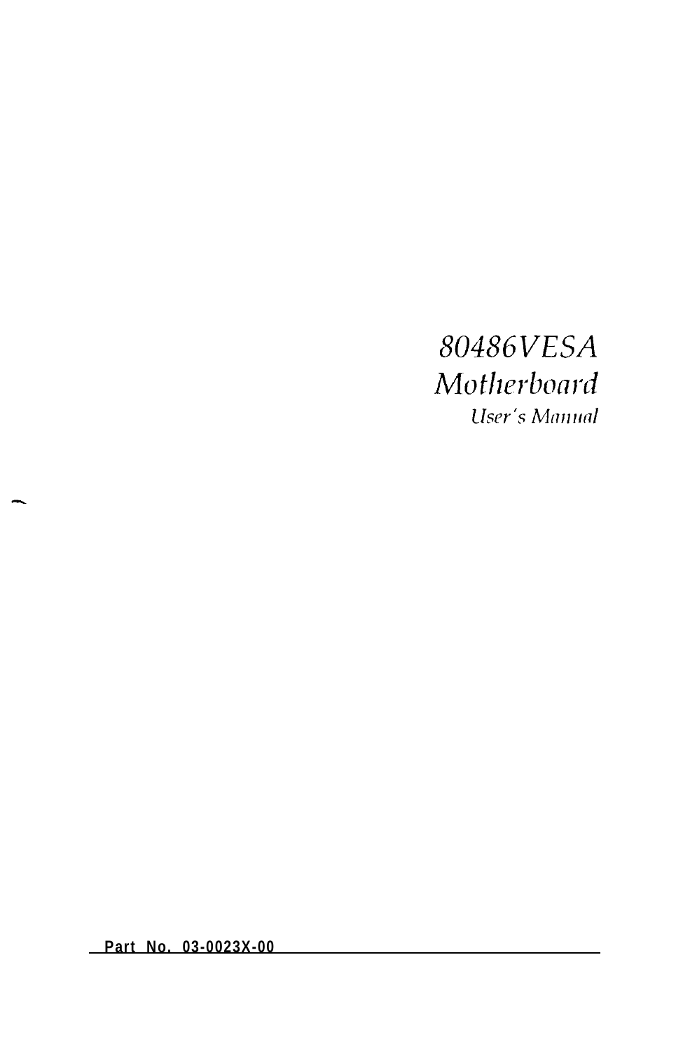# *80486VESA Motherboard*

*User's Manual*

**Part No. 03-0023X-00**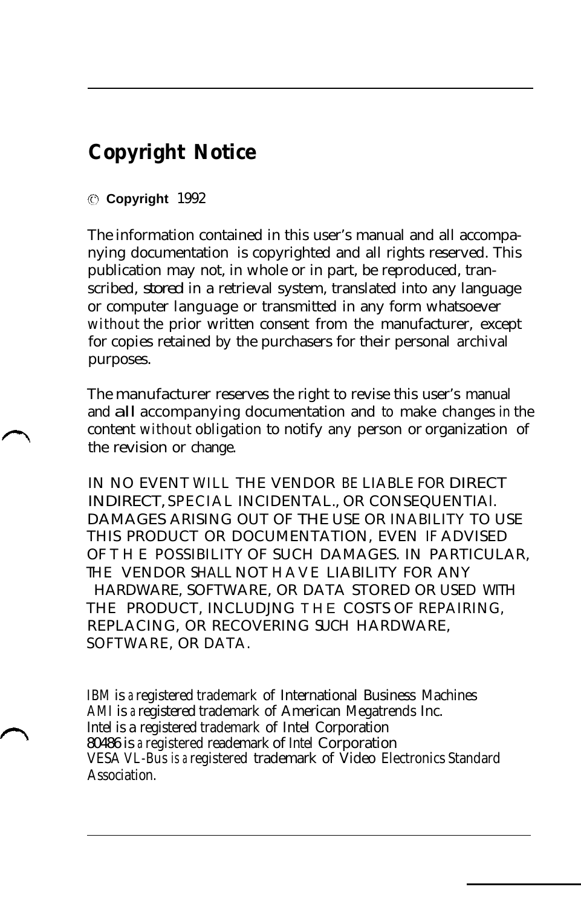# Copyright Notice

© **Copyright** 1992

The information contained in this user's manual and all accompanying documentation is copyrighted and all rights reserved. This publication may not, in whole or in part, be reproduced, transcribed, stored in a retrieval system, translated into any language or computer language or transmitted in any form whatsoever without the prior written consent from the manufacturer, except for copies retained by the purchasers for their personal archival purposes.

The manufacturer reserves the right to revise this user's manual and all accompanying documentation and to make changes in the content without obligation to notify any person or organization of the revision or change.

IN NO EVENT WILL THE VENDOR BE LIABLE FOR DIRECT INDIRECT, SPECIAL INCIDENTAL., OR CONSEQUENTIAl. DAMAGES ARISING OUT OF THE USE OR INABILITY TO USE THIS PRODUCT OR DOCUMENTATION, EVEN IF ADVISED OF THE POSSIBILITY OF SUCH DAMAGES. IN PARTICULAR, THE VENDOR SHALL NOT HAVE LIABILITY FOR ANY HARDWARE, SOFTWARE, OR DATA STORED OR USED WITH THE PRODUCT, INCLUDJNG THE COSTS OF REPAIRING, REPLACING, OR RECOVERING SUCH HARDWARE, SOFTWARE, OR DATA.

IBM is a registered trademark of International Business Machines
AMI is a registered trademark of American Megatrends Inc.
Intel is a registered trademark of Intel Corporation
80486 is a registered reademark of Intel Corporation
VESA VL-Bus is a registered trademark of Video Electronics Standard Association.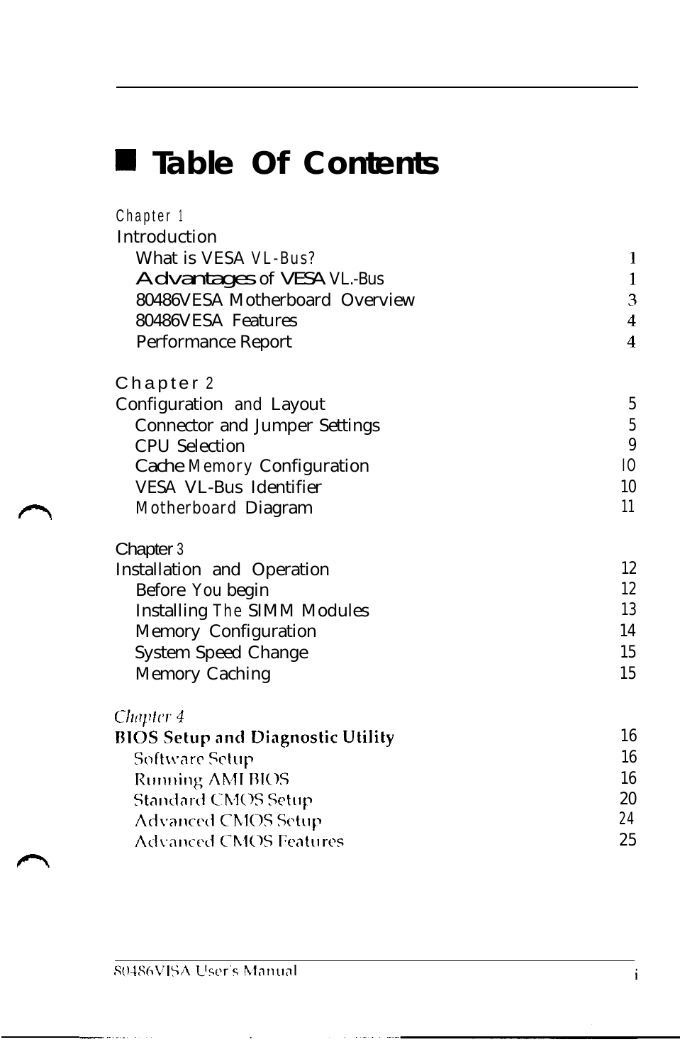# Table Of Contents

Chapter 1
Introduction

| | |
|---|---|
| What is VESA VL-Bus? | 1 |
| Advantages of VESA VL.-Bus | 1 |
| 80486VESA Motherboard Overview | 3 |
| 80486VESA Features | 4 |
| Performance Report | 4 |

Chapter 2

| | |
|---|---|
| Configuration and Layout | 5 |
| Connector and Jumper Settings | 5 |
| CPU Selection | 9 |
| Cache Memory Configuration | 10 |
| VESA VL-Bus Identifier | 10 |
| Motherboard Diagram | 11 |

Chapter 3

| | |
|---|---|
| Installation and Operation | 12 |
| Before You begin | 12 |
| Installing The SIMM Modules | 13 |
| Memory Configuration | 14 |
| System Speed Change | 15 |
| Memory Caching | 15 |

Chapter 4

| | |
|---|---|
| **BIOS Setup and Diagnostic Utility** | 16 |
| Software Setup | 16 |
| Running AMI BIOS | 16 |
| Standard CMOS Setup | 20 |
| Advanced CMOS Setup | 24 |
| Advanced CMOS Features | 25 |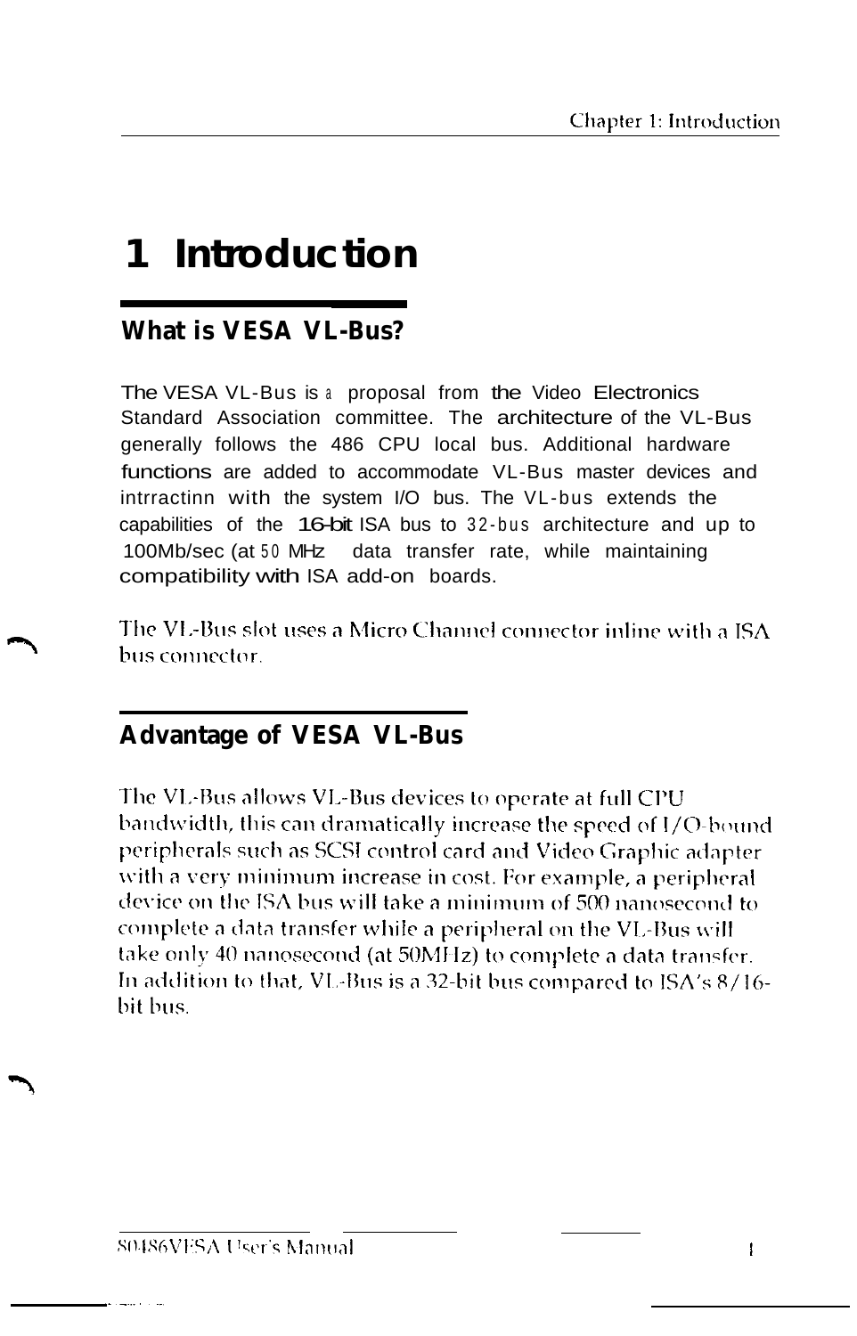# 1 Introduction

## What is VESA VL-Bus?

The VESA VL-Bus is a proposal from the Video Electronics Standard Association committee. The architecture of the VL-Bus generally follows the 486 CPU local bus. Additional hardware functions are added to accommodate VL-Bus master devices and intrractinn with the system I/O bus. The VL-bus extends the capabilities of the 16-bit ISA bus to 32-bus architecture and up to 100Mb/sec (at 50 MHz data transfer rate, while maintaining compatibility with ISA add-on boards.

The VL-Bus slot uses a Micro Channel connector inline with a ISA bus connector.

## Advantage of VESA VL-Bus

The VL-Bus allows VL-Bus devices to operate at full CPU bandwidth, this can dramatically increase the speed of I/O-bound peripherals such as SCSI control card and Video Graphic adapter with a very minimum increase in cost. For example, a peripheral device on the ISA bus will take a minimum of 500 nanosecond to complete a data transfer while a peripheral on the VL-Bus will take only 40 nanosecond (at 50MHz) to complete a data transfer. In addition to that, VL-Bus is a 32-bit bus compared to ISA's 8/16-bit bus.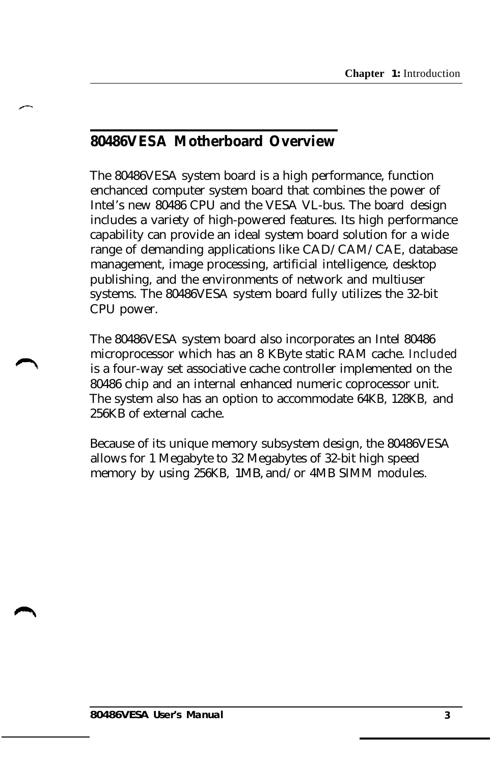## 80486VESA Motherboard Overview

The 80486VESA system board is a high performance, function enchanced computer system board that combines the power of Intel's new 80486 CPU and the VESA VL-bus. The board design includes a variety of high-powered features. Its high performance capability can provide an ideal system board solution for a wide range of demanding applications like CAD/CAM/CAE, database management, image processing, artificial intelligence, desktop publishing, and the environments of network and multiuser systems. The 80486VESA system board fully utilizes the 32-bit CPU power.

The 80486VESA system board also incorporates an Intel 80486 microprocessor which has an 8 KByte static RAM cache. Included is a four-way set associative cache controller implemented on the 80486 chip and an internal enhanced numeric coprocessor unit. The system also has an option to accommodate 64KB, 128KB, and 256KB of external cache.

Because of its unique memory subsystem design, the 80486VESA allows for 1 Megabyte to 32 Megabytes of 32-bit high speed memory by using 256KB, 1MB, and/or 4MB SIMM modules.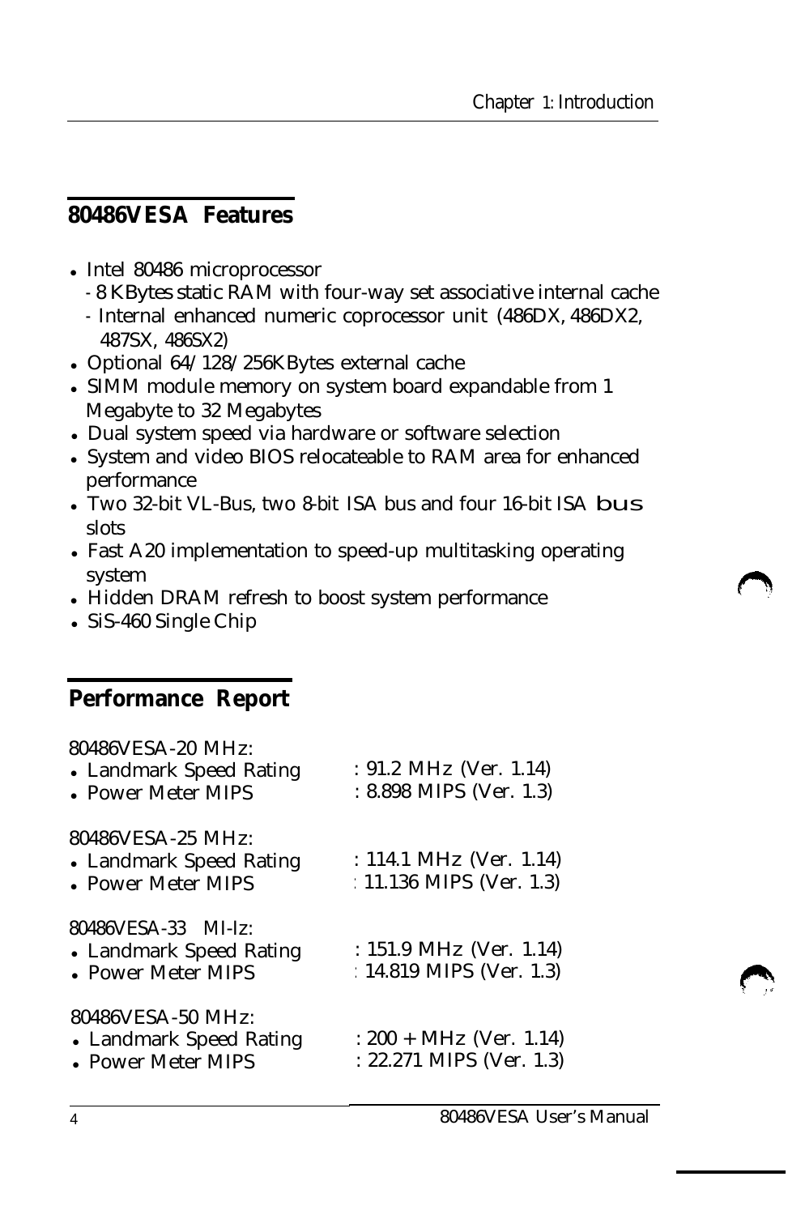## 80486VESA Features

- Intel 80486 microprocessor
  - 8 KBytes static RAM with four-way set associative internal cache
  - Internal enhanced numeric coprocessor unit (486DX, 486DX2, 487SX, 486SX2)
- Optional 64/128/256KBytes external cache
- SIMM module memory on system board expandable from 1 Megabyte to 32 Megabytes
- Dual system speed via hardware or software selection
- System and video BIOS relocateable to RAM area for enhanced performance
- Two 32-bit VL-Bus, two 8-bit ISA bus and four 16-bit ISA bus slots
- Fast A20 implementation to speed-up multitasking operating system
- Hidden DRAM refresh to boost system performance
- SiS-460 Single Chip

## Performance Report

80486VESA-20 MHz:
- Landmark Speed Rating : 91.2 MHz (Ver. 1.14)
- Power Meter MIPS : 8.898 MIPS (Ver. 1.3)

80486VESA-25 MHz:
- Landmark Speed Rating : 114.1 MHz (Ver. 1.14)
- Power Meter MIPS : 11.136 MIPS (Ver. 1.3)

80486VESA-33 MHz:
- Landmark Speed Rating : 151.9 MHz (Ver. 1.14)
- Power Meter MIPS : 14.819 MIPS (Ver. 1.3)

80486VESA-50 MHz:
- Landmark Speed Rating : 200 + MHz (Ver. 1.14)
- Power Meter MIPS : 22.271 MIPS (Ver. 1.3)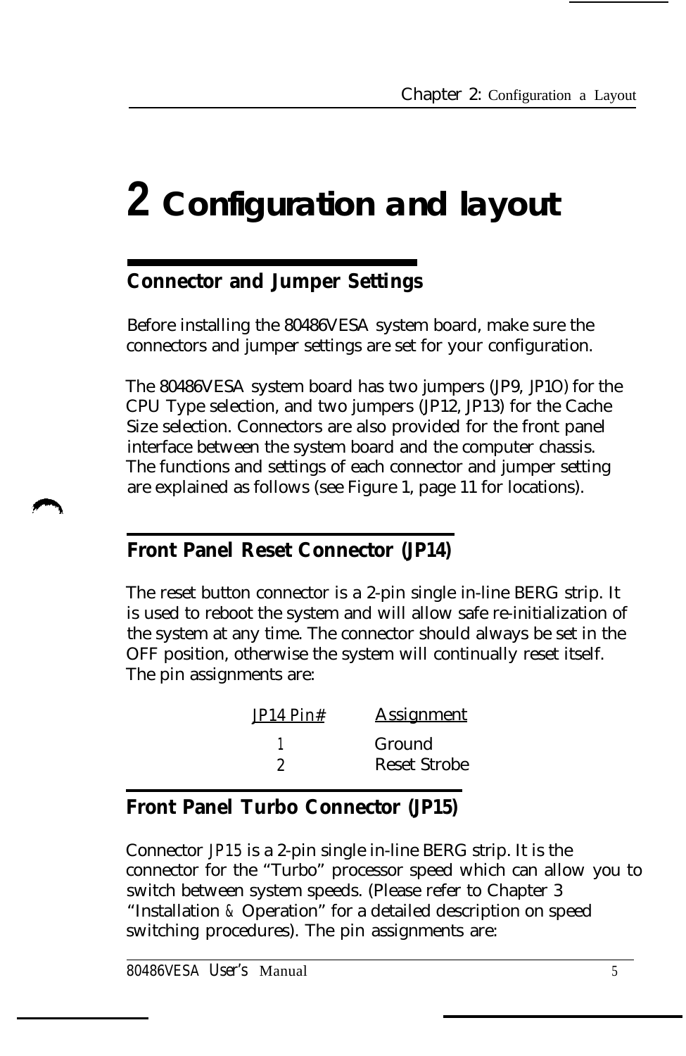# 2 Configuration and layout

## Connector and Jumper Settings

Before installing the 80486VESA system board, make sure the connectors and jumper settings are set for your configuration.

The 80486VESA system board has two jumpers (JP9, JP1O) for the CPU Type selection, and two jumpers (JP12, JP13) for the Cache Size selection. Connectors are also provided for the front panel interface between the system board and the computer chassis. The functions and settings of each connector and jumper setting are explained as follows (see Figure 1, page 11 for locations).

## Front Panel Reset Connector (JP14)

The reset button connector is a 2-pin single in-line BERG strip. It is used to reboot the system and will allow safe re-initialization of the system at any time. The connector should always be set in the OFF position, otherwise the system will continually reset itself. The pin assignments are:

| JP14 Pin# | Assignment |
|---|---|
| 1 | Ground |
| 2 | Reset Strobe |

## Front Panel Turbo Connector (JP15)

Connector JP15 is a 2-pin single in-line BERG strip. It is the connector for the "Turbo" processor speed which can allow you to switch between system speeds. (Please refer to Chapter 3 "Installation & Operation" for a detailed description on speed switching procedures). The pin assignments are: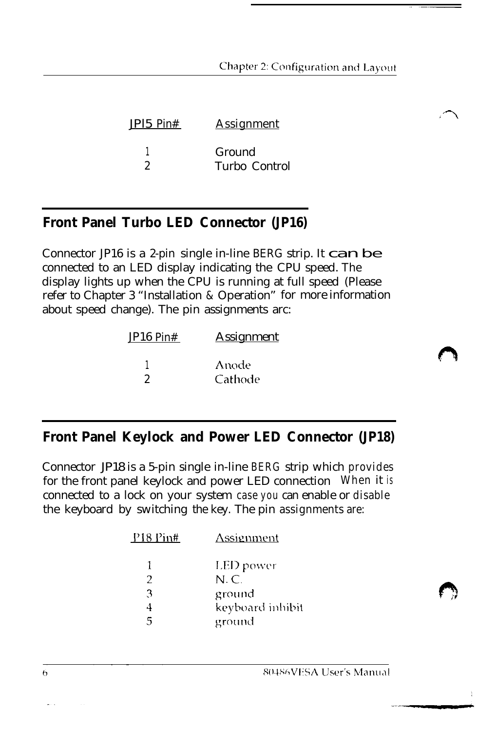| JPI5 Pin# | Assignment |
| --- | --- |
| 1 | Ground |
| 2 | Turbo Control |

## Front Panel Turbo LED Connector (JP16)

Connector JP16 is a 2-pin single in-line BERG strip. It can be connected to an LED display indicating the CPU speed. The display lights up when the CPU is running at full speed (Please refer to Chapter 3 "Installation & Operation" for more information about speed change). The pin assignments arc:

| JP16 Pin# | Assignment |
| --- | --- |
| 1 | Anode |
| 2 | Cathode |

## Front Panel Keylock and Power LED Connector (JP18)

Connector JP18 is a 5-pin single in-line BERG strip which provides for the front panel keylock and power LED connection When it is connected to a lock on your system case you can enable or disable the keyboard by switching the key. The pin assignments are:

| P18 Pin# | Assignment |
| --- | --- |
| 1 | LED power |
| 2 | N. C. |
| 3 | ground |
| 4 | keyboard inhibit |
| 5 | ground |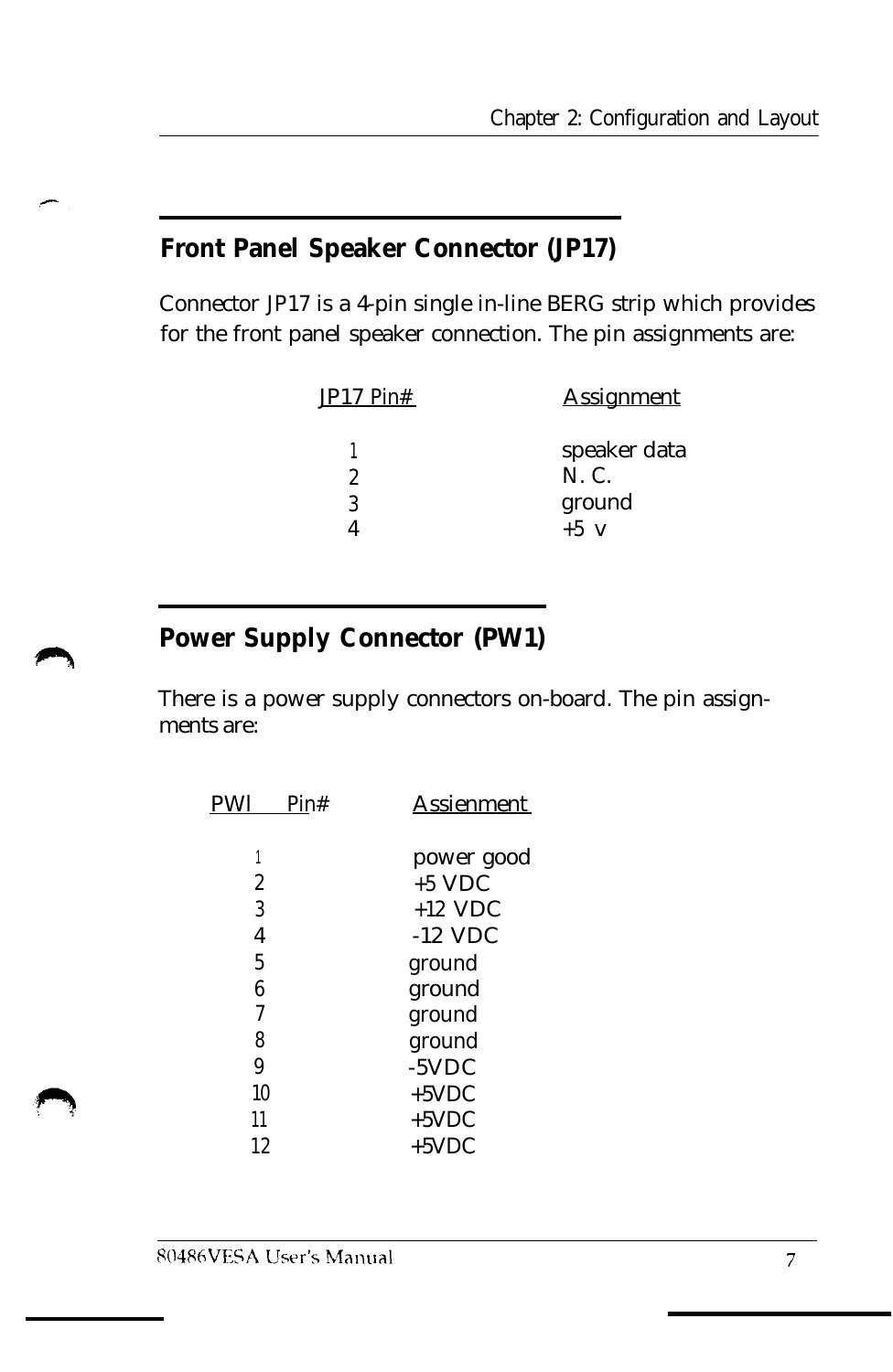## Front Panel Speaker Connector (JP17)

Connector JP17 is a 4-pin single in-line BERG strip which provides for the front panel speaker connection. The pin assignments are:

| JP17 Pin# | Assignment |
|---|---|
| 1 | speaker data |
| 2 | N. C. |
| 3 | ground |
| 4 | +5 v |

## Power Supply Connector (PW1)

There is a power supply connectors on-board. The pin assignments are:

| PWl Pin# | Assienment |
|---|---|
| 1 | power good |
| 2 | +5 VDC |
| 3 | +12 VDC |
| 4 | -12 VDC |
| 5 | ground |
| 6 | ground |
| 7 | ground |
| 8 | ground |
| 9 | -5VDC |
| 10 | +5VDC |
| 11 | +5VDC |
| 12 | +5VDC |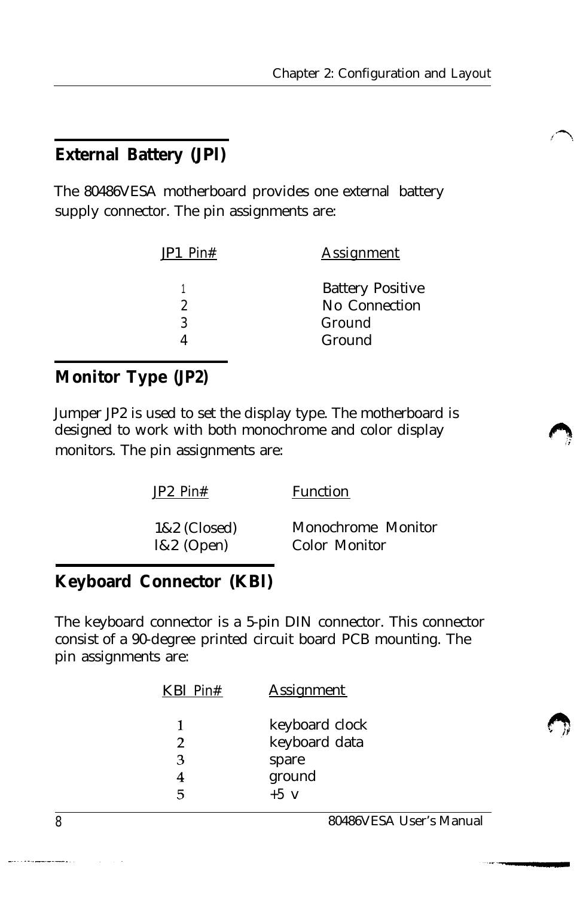## External Battery (JPl)

The 80486VESA motherboard provides one external battery supply connector. The pin assignments are:

| JP1 Pin# | Assignment |
|---|---|
| 1 | Battery Positive |
| 2 | No Connection |
| 3 | Ground |
| 4 | Ground |

## Monitor Type (JP2)

Jumper JP2 is used to set the display type. The motherboard is designed to work with both monochrome and color display monitors. The pin assignments are:

| JP2 Pin# | Function |
|---|---|
| 1&2 (Closed) | Monochrome Monitor |
| l&2 (Open) | Color Monitor |

## Keyboard Connector (KBl)

The keyboard connector is a 5-pin DIN connector. This connector consist of a 90-degree printed circuit board PCB mounting. The pin assignments are:

| KBl Pin# | Assignment |
|---|---|
| 1 | keyboard clock |
| 2 | keyboard data |
| 3 | spare |
| 4 | ground |
| 5 | +5 v |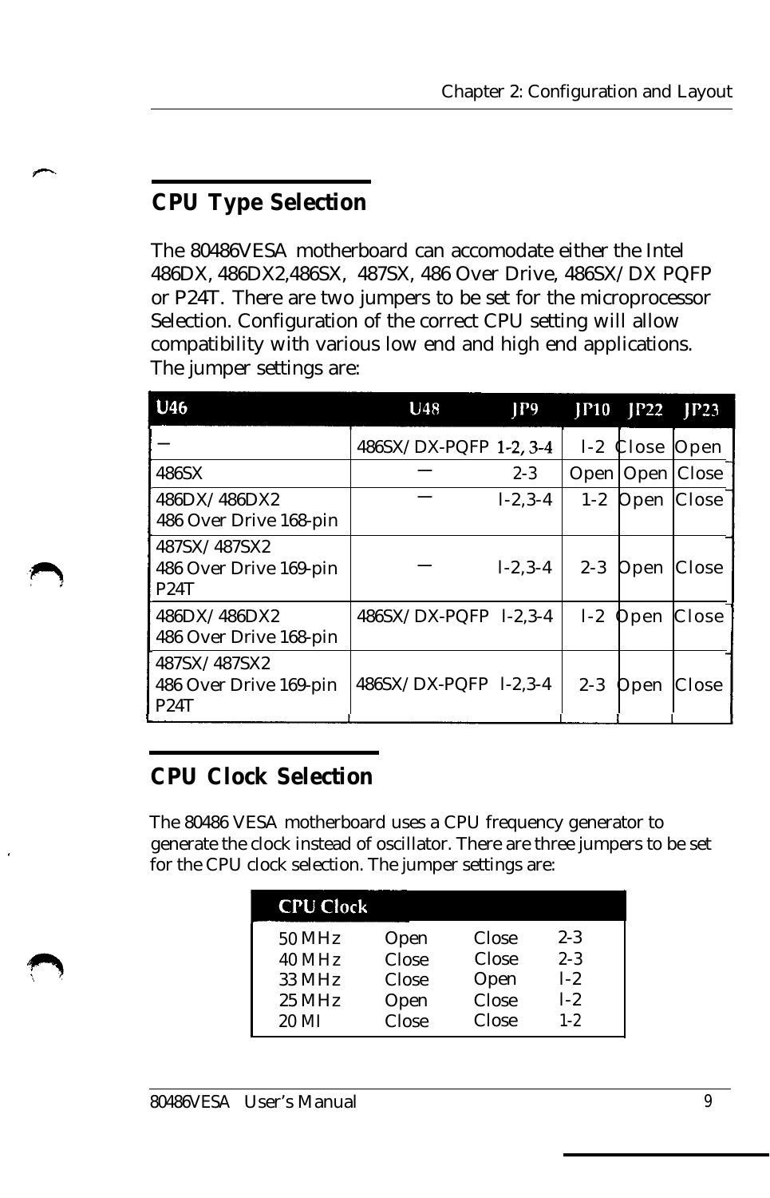## CPU Type Selection

The 80486VESA motherboard can accomodate either the Intel 486DX, 486DX2,486SX, 487SX, 486 Over Drive, 486SX/DX PQFP or P24T. There are two jumpers to be set for the microprocessor Selection. Configuration of the correct CPU setting will allow compatibility with various low end and high end applications. The jumper settings are:

| U46 | U48 | JP9 | JP10 | JP22 | JP23 |
|---|---|---|---|---|---|
| — | 486SX/DX-PQFP | 1-2, 3-4 | l-2 | Close | Open |
| 486SX | — | 2-3 | Open | Open | Close |
| 486DX/486DX2<br>486 Over Drive 168-pin | — | l-2,3-4 | 1-2 | Open | Close |
| 487SX/487SX2<br>486 Over Drive 169-pin<br>P24T | — | l-2,3-4 | 2-3 | Open | Close |
| 486DX/486DX2<br>486 Over Drive 168-pin | 486SX/DX-PQFP | l-2,3-4 | l-2 | Open | Close |
| 487SX/487SX2<br>486 Over Drive 169-pin<br>P24T | 486SX/DX-PQFP | l-2,3-4 | 2-3 | Open | Close |

## CPU Clock Selection

The 80486 VESA motherboard uses a CPU frequency generator to generate the clock instead of oscillator. There are three jumpers to be set for the CPU clock selection. The jumper settings are:

| CPU Clock | | | |
|---|---|---|---|
| 50 MHz | Open | Close | 2-3 |
| 40 MHz | Close | Close | 2-3 |
| 33 MHz | Close | Open | l-2 |
| 25 MHz | Open | Close | l-2 |
| 20 MI | Close | Close | 1-2 |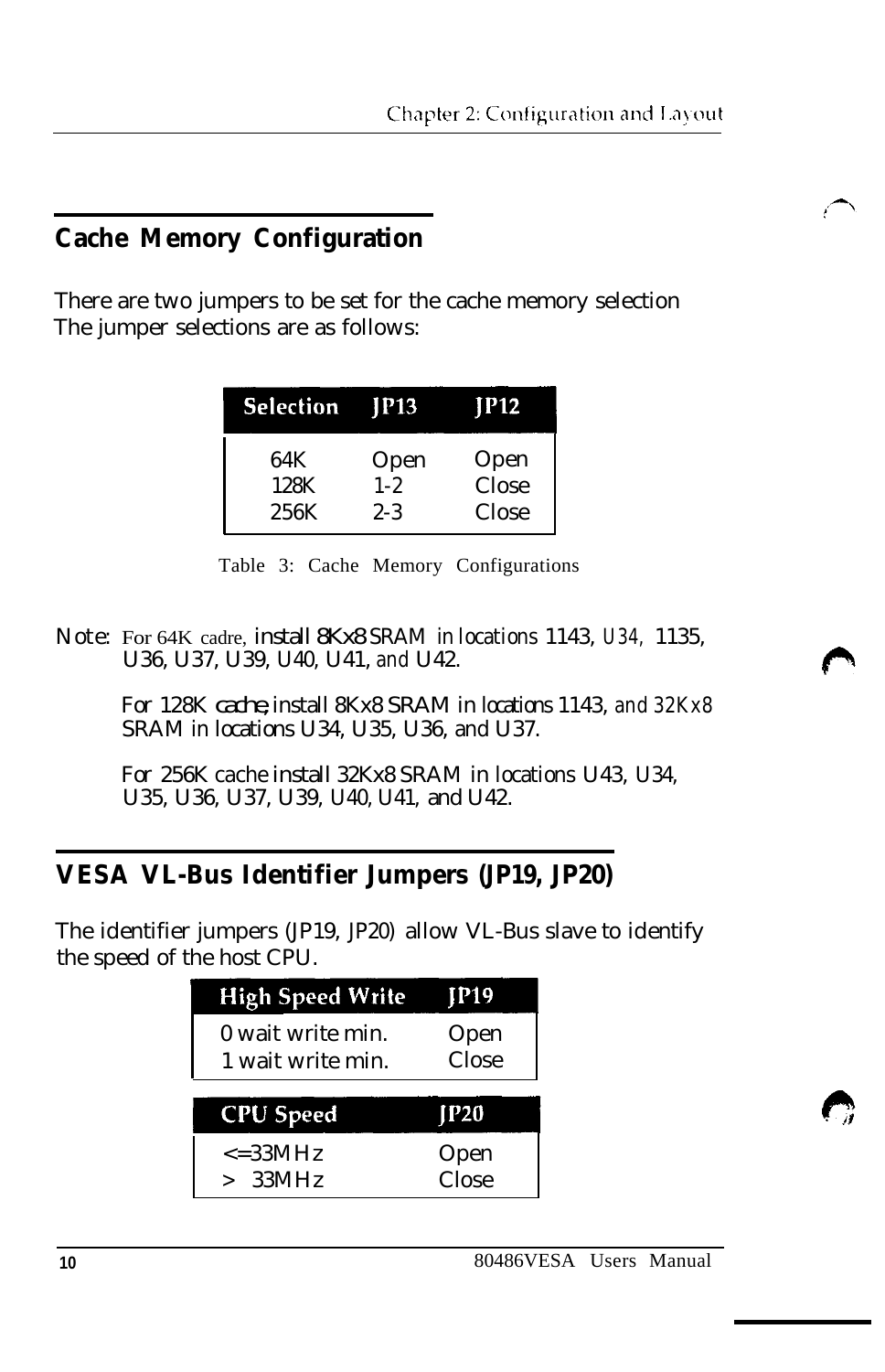## Cache Memory Configuration

There are two jumpers to be set for the cache memory selection The jumper selections are as follows:

| Selection | JP13 | JP12 |
|---|---|---|
| 64K | Open | Open |
| 128K | 1-2 | Close |
| 256K | 2-3 | Close |

Table 3: Cache Memory Configurations

Note: For 64K cadre, install 8Kx8 SRAM in locations 1143, U34, 1135, U36, U37, U39, U40, U41, and U42.

For 128K cache, install 8Kx8 SRAM in locations 1143, and 32Kx8 SRAM in locations U34, U35, U36, and U37.

For 256K cache install 32Kx8 SRAM in locations U43, U34, U35, U36, U37, U39, U40, U41, and U42.

## VESA VL-Bus Identifier Jumpers (JP19, JP20)

The identifier jumpers (JP19, JP20) allow VL-Bus slave to identify the speed of the host CPU.

| High Speed Write | JP19 |
|---|---|
| 0 wait write min. | Open |
| 1 wait write min. | Close |

| CPU Speed | JP20 |
|---|---|
| <=33MHz | Open |
| > 33MHz | Close |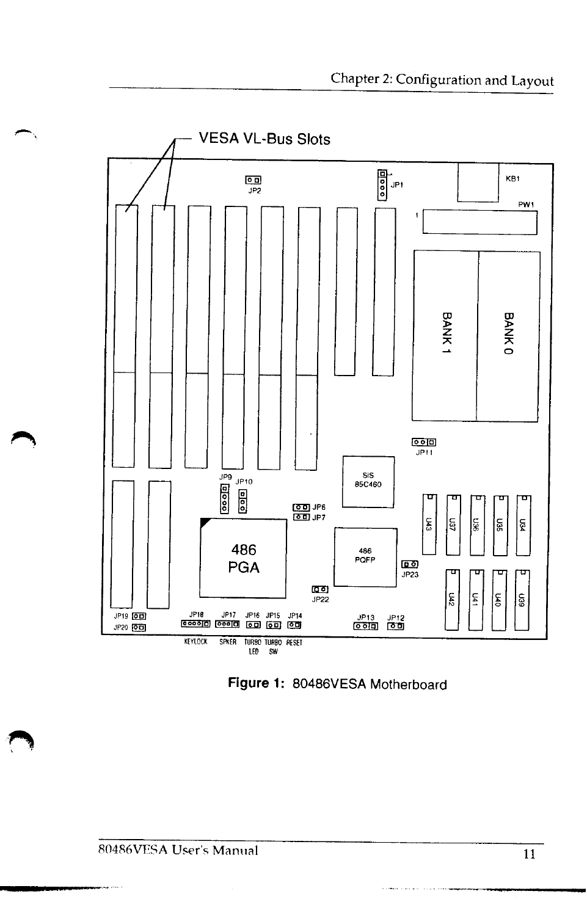VESA VL-Bus Slots

JP2

JP1

KB1

PW1

1

BANK 1

BANK 0

JP11

SIS 85C460

JP9 JP10

JP6

JP7

486 PGA

486 PQFP

U43 U37 U36 U35 U34

JP23

U42 U41 U40 U39

JP22

JP19

JP20

JP18 JP17 JP16 JP15 JP14

JP13 JP12

KEYLOCK SPKER TURBO LED TURBO SW RESET

**Figure 1:** 80486VESA Motherboard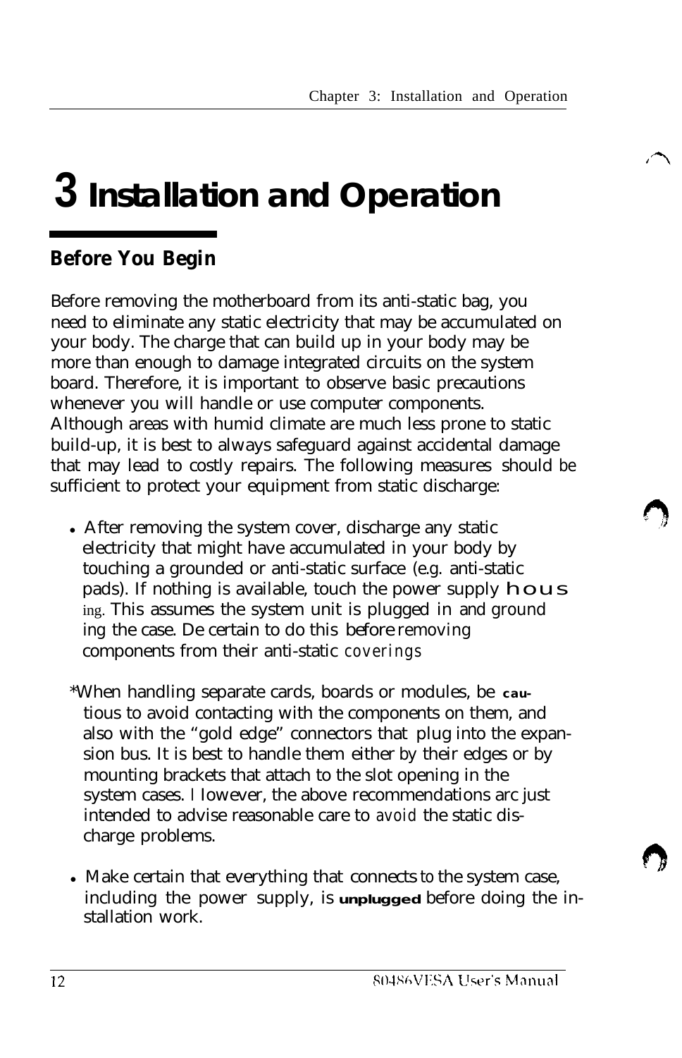# 3 Installation and Operation

## Before You Begin

Before removing the motherboard from its anti-static bag, you need to eliminate any static electricity that may be accumulated on your body. The charge that can build up in your body may be more than enough to damage integrated circuits on the system board. Therefore, it is important to observe basic precautions whenever you will handle or use computer components. Although areas with humid climate are much less prone to static build-up, it is best to always safeguard against accidental damage that may lead to costly repairs. The following measures should be sufficient to protect your equipment from static discharge:

- After removing the system cover, discharge any static electricity that might have accumulated in your body by touching a grounded or anti-static surface (e.g. anti-static pads). If nothing is available, touch the power supply housing. This assumes the system unit is plugged in and grounding the case. De certain to do this before removing components from their anti-static coverings

*When handling separate cards, boards or modules, be cautious to avoid contacting with the components on them, and also with the "gold edge" connectors that plug into the expansion bus. It is best to handle them either by their edges or by mounting brackets that attach to the slot opening in the system cases. l Iowever, the above recommendations arc just intended to advise reasonable care to avoid the static discharge problems.

- Make certain that everything that connects to the system case, including the power supply, is **unplugged** before doing the installation work.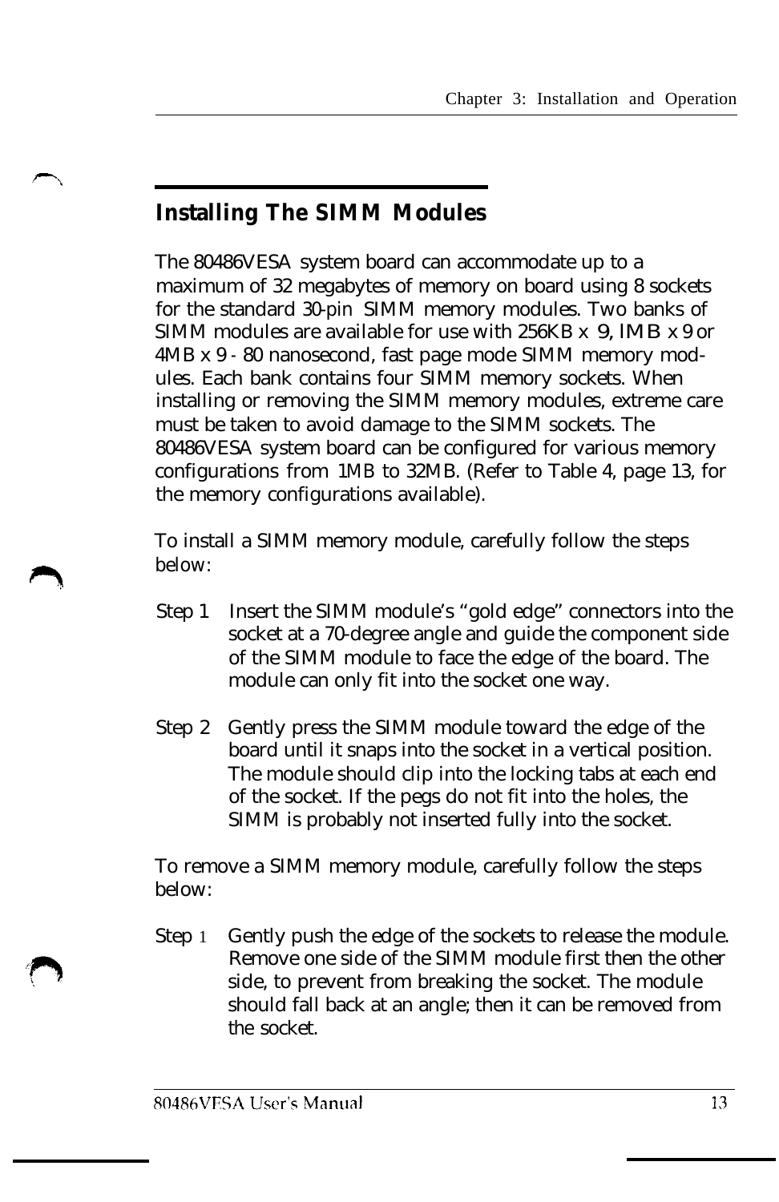## Installing The SIMM Modules

The 80486VESA system board can accommodate up to a maximum of 32 megabytes of memory on board using 8 sockets for the standard 30-pin SIMM memory modules. Two banks of SIMM modules are available for use with 256KB x 9, IMB x 9 or 4MB x 9 - 80 nanosecond, fast page mode SIMM memory modules. Each bank contains four SIMM memory sockets. When installing or removing the SIMM memory modules, extreme care must be taken to avoid damage to the SIMM sockets. The 80486VESA system board can be configured for various memory configurations from 1MB to 32MB. (Refer to Table 4, page 13, for the memory configurations available).

To install a SIMM memory module, carefully follow the steps below:

Step 1 Insert the SIMM module's "gold edge" connectors into the socket at a 70-degree angle and guide the component side of the SIMM module to face the edge of the board. The module can only fit into the socket one way.

Step 2 Gently press the SIMM module toward the edge of the board until it snaps into the socket in a vertical position. The module should clip into the locking tabs at each end of the socket. If the pegs do not fit into the holes, the SIMM is probably not inserted fully into the socket.

To remove a SIMM memory module, carefully follow the steps below:

Step 1 Gently push the edge of the sockets to release the module. Remove one side of the SIMM module first then the other side, to prevent from breaking the socket. The module should fall back at an angle; then it can be removed from the socket.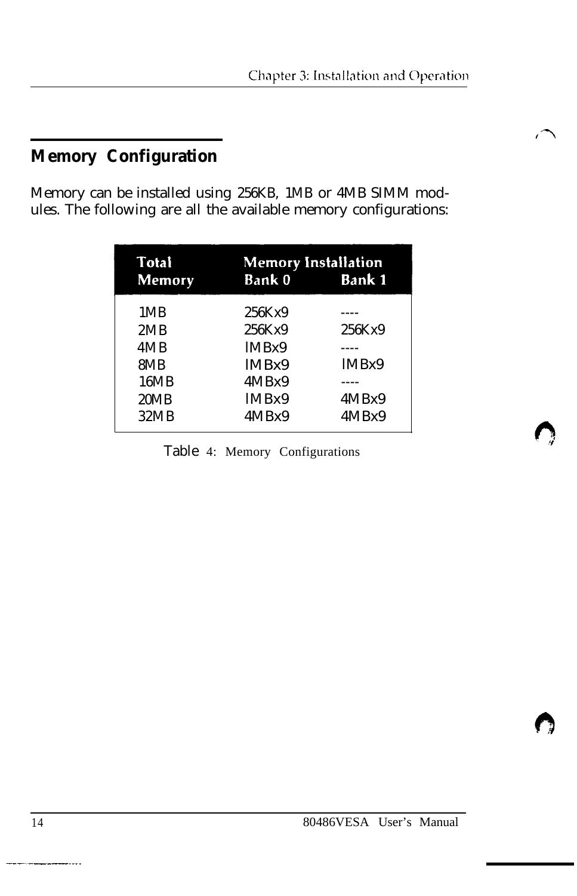## Memory Configuration

Memory can be installed using 256KB, 1MB or 4MB SIMM modules. The following are all the available memory configurations:

| Total Memory | Memory Installation Bank 0 | Bank 1 |
|---|---|---|
| 1MB | 256Kx9 | ---- |
| 2MB | 256Kx9 | 256Kx9 |
| 4MB | lMBx9 | ---- |
| 8MB | lMBx9 | lMBx9 |
| 16MB | 4MBx9 | ---- |
| 20MB | lMBx9 | 4MBx9 |
| 32MB | 4MBx9 | 4MBx9 |

Table 4: Memory Configurations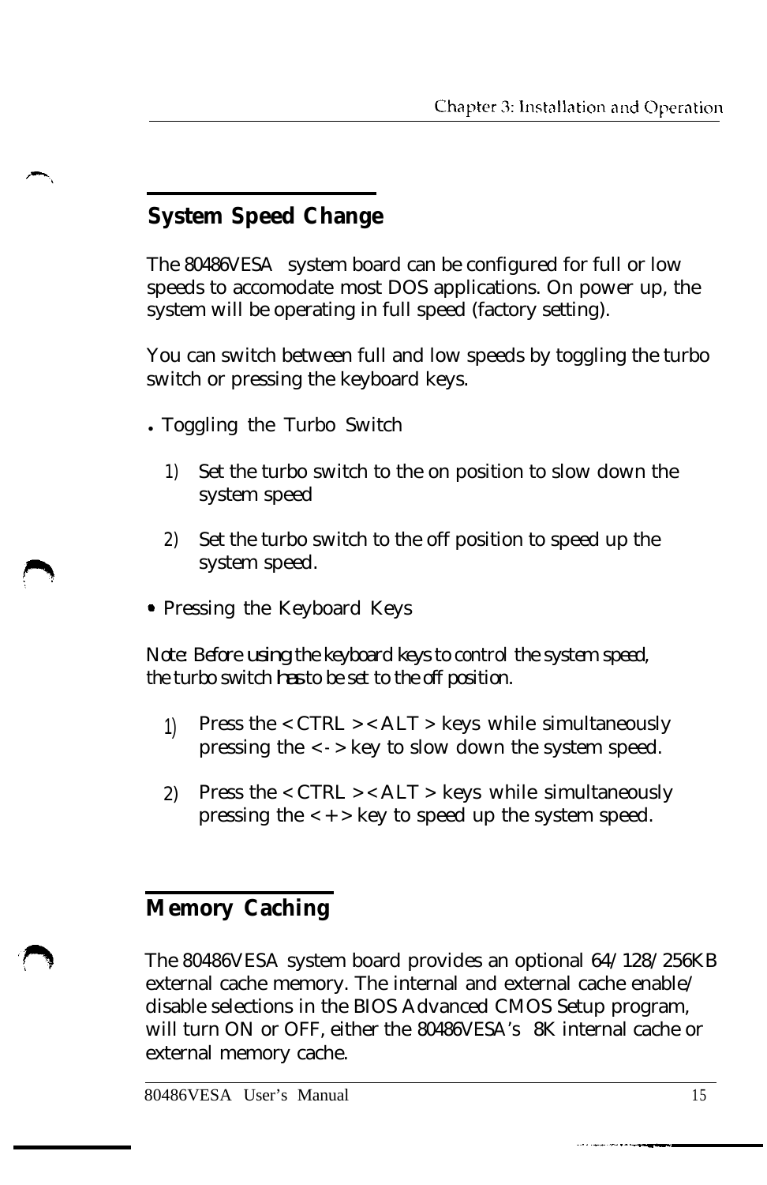## System Speed Change

The 80486VESA system board can be configured for full or low speeds to accomodate most DOS applications. On power up, the system will be operating in full speed (factory setting).

You can switch between full and low speeds by toggling the turbo switch or pressing the keyboard keys.

- Toggling the Turbo Switch

  1) Set the turbo switch to the on position to slow down the system speed

  2) Set the turbo switch to the off position to speed up the system speed.

- Pressing the Keyboard Keys

*Note: Before using the keyboard keys to control the system speed, the turbo switch has to be set to the off position.*

  1) Press the < CTRL > < ALT > keys while simultaneously pressing the < - > key to slow down the system speed.

  2) Press the < CTRL > < ALT > keys while simultaneously pressing the < + > key to speed up the system speed.

## Memory Caching

The 80486VESA system board provides an optional 64/128/256KB external cache memory. The internal and external cache enable/disable selections in the BIOS Advanced CMOS Setup program, will turn ON or OFF, either the 80486VESA's 8K internal cache or external memory cache.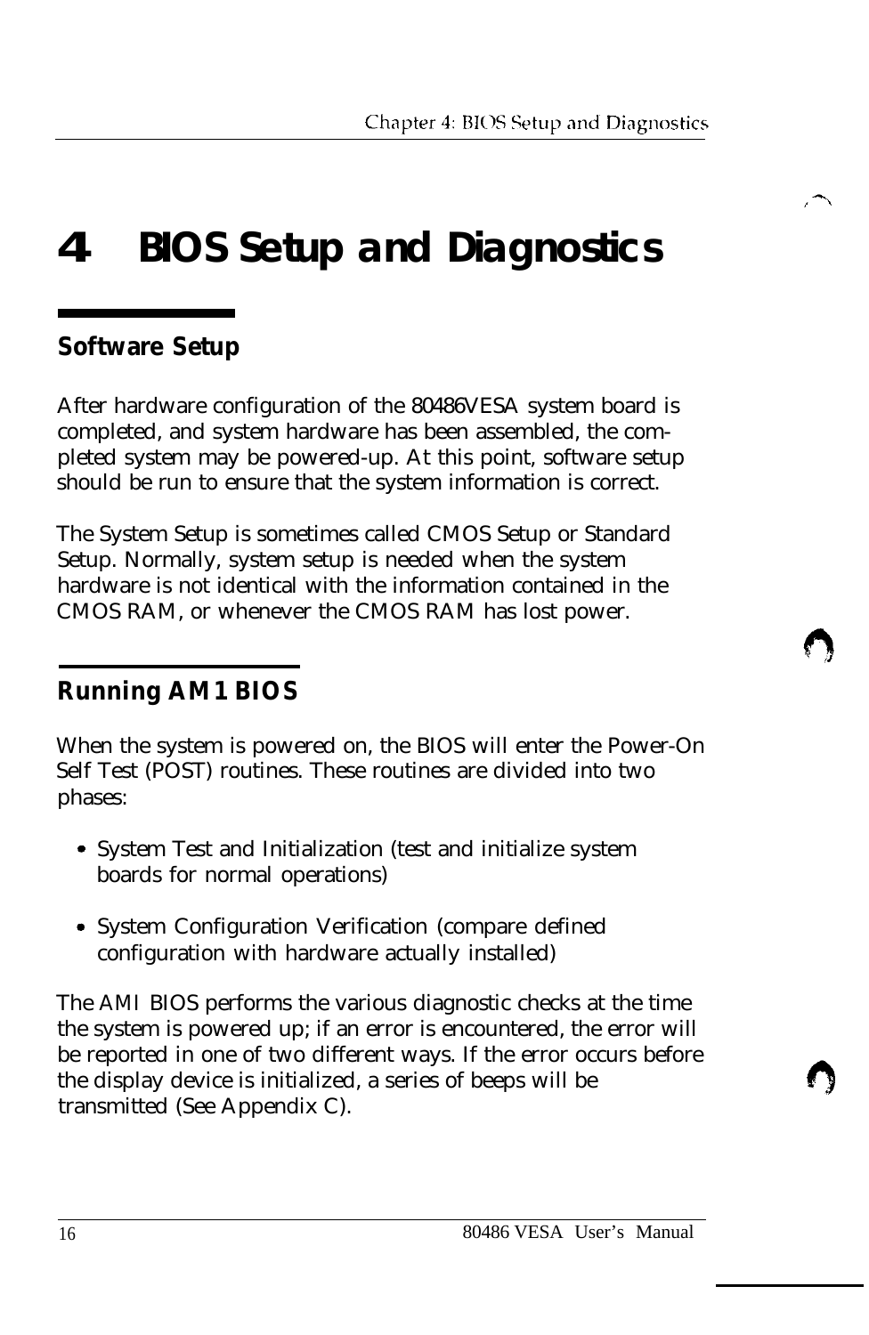# 4. BIOS Setup and Diagnostics

## Software Setup

After hardware configuration of the 80486VESA system board is completed, and system hardware has been assembled, the completed system may be powered-up. At this point, software setup should be run to ensure that the system information is correct.

The System Setup is sometimes called CMOS Setup or Standard Setup. Normally, system setup is needed when the system hardware is not identical with the information contained in the CMOS RAM, or whenever the CMOS RAM has lost power.

## Running AM1 BIOS

When the system is powered on, the BIOS will enter the Power-On Self Test (POST) routines. These routines are divided into two phases:

- System Test and Initialization (test and initialize system boards for normal operations)
- System Configuration Verification (compare defined configuration with hardware actually installed)

The AMI BIOS performs the various diagnostic checks at the time the system is powered up; if an error is encountered, the error will be reported in one of two different ways. If the error occurs before the display device is initialized, a series of beeps will be transmitted (See Appendix C).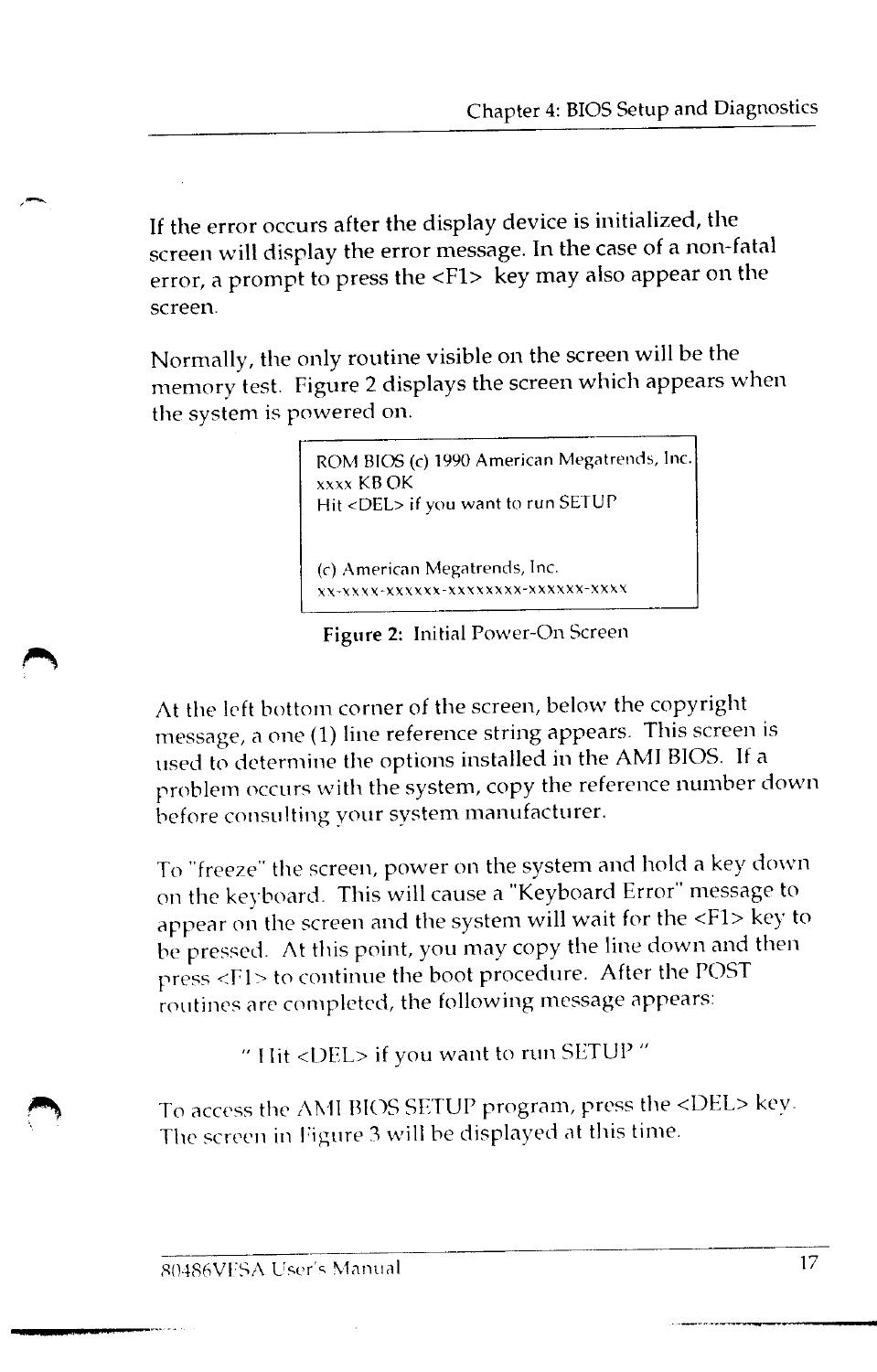If the error occurs after the display device is initialized, the screen will display the error message. In the case of a non-fatal error, a prompt to press the <F1> key may also appear on the screen.

Normally, the only routine visible on the screen will be the memory test. Figure 2 displays the screen which appears when the system is powered on.

```
ROM BIOS (c) 1990 American Megatrends, Inc.
xxxx KB OK
Hit <DEL> if you want to run SETUP


(c) American Megatrends, Inc.
xx-xxxx-xxxxxx-xxxxxxxx-xxxxxx-xxxx
```

**Figure 2:** Initial Power-On Screen

At the left bottom corner of the screen, below the copyright message, a one (1) line reference string appears. This screen is used to determine the options installed in the AMI BIOS. If a problem occurs with the system, copy the reference number down before consulting your system manufacturer.

To "freeze" the screen, power on the system and hold a key down on the keyboard. This will cause a "Keyboard Error" message to appear on the screen and the system will wait for the <F1> key to be pressed. At this point, you may copy the line down and then press <F1> to continue the boot procedure. After the POST routines are completed, the following message appears:

" Hit <DEL> if you want to run SETUP "

To access the AMI BIOS SETUP program, press the <DEL> key. The screen in Figure 3 will be displayed at this time.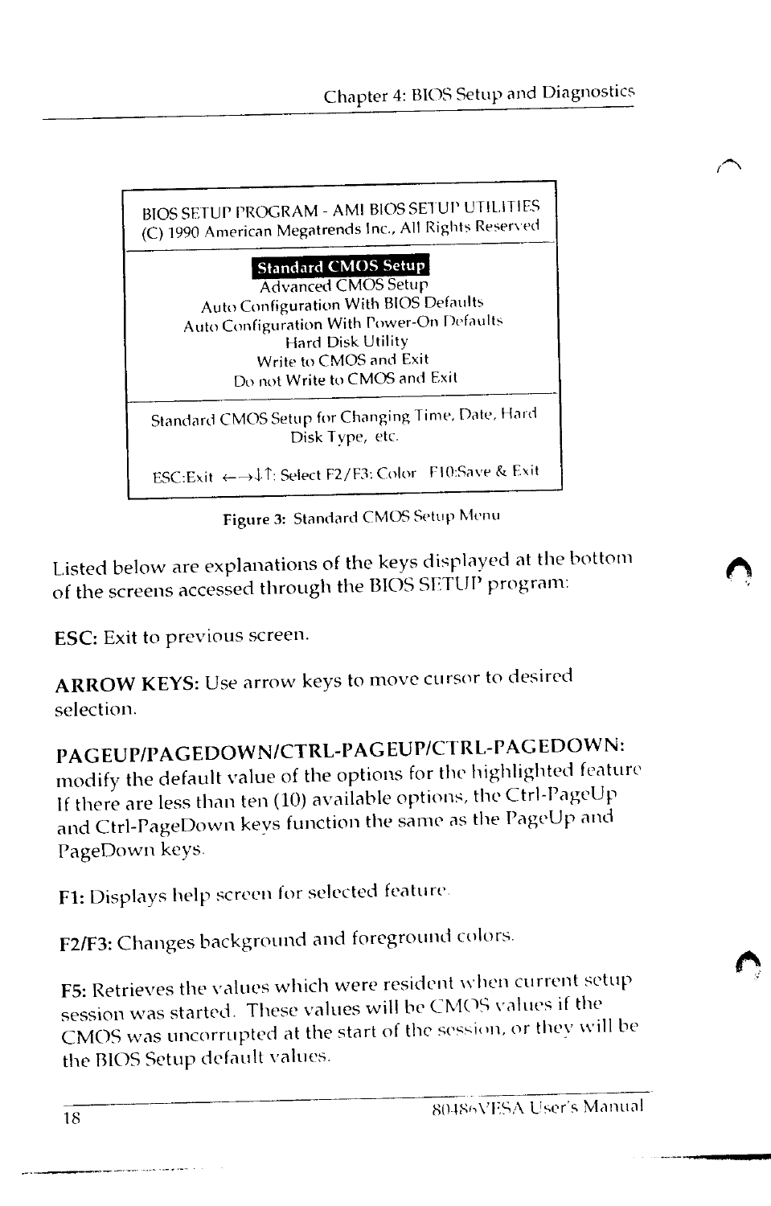```
BIOS SETUP PROGRAM - AMI BIOS SETUP UTILITIES
(C) 1990 American Megatrends Inc., All Rights Reserved

              Standard CMOS Setup
              Advanced CMOS Setup
     Auto Configuration With BIOS Defaults
   Auto Configuration With Power-On Defaults
               Hard Disk Utility
              Write to CMOS and Exit
           Do not Write to CMOS and Exit

Standard CMOS Setup for Changing Time, Date, Hard
                Disk Type, etc.

ESC:Exit  ←→↓↑: Select F2/F3: Color  F10:Save & Exit
```

Figure 3: Standard CMOS Setup Menu

Listed below are explanations of the keys displayed at the bottom of the screens accessed through the BIOS SETUP program:

**ESC:** Exit to previous screen.

**ARROW KEYS:** Use arrow keys to move cursor to desired selection.

**PAGEUP/PAGEDOWN/CTRL-PAGEUP/CTRL-PAGEDOWN:** modify the default value of the options for the highlighted feature. If there are less than ten (10) available options, the Ctrl-PageUp and Ctrl-PageDown keys function the same as the PageUp and PageDown keys.

**F1:** Displays help screen for selected feature.

**F2/F3:** Changes background and foreground colors.

**F5:** Retrieves the values which were resident when current setup session was started. These values will be CMOS values if the CMOS was uncorrupted at the start of the session, or they will be the BIOS Setup default values.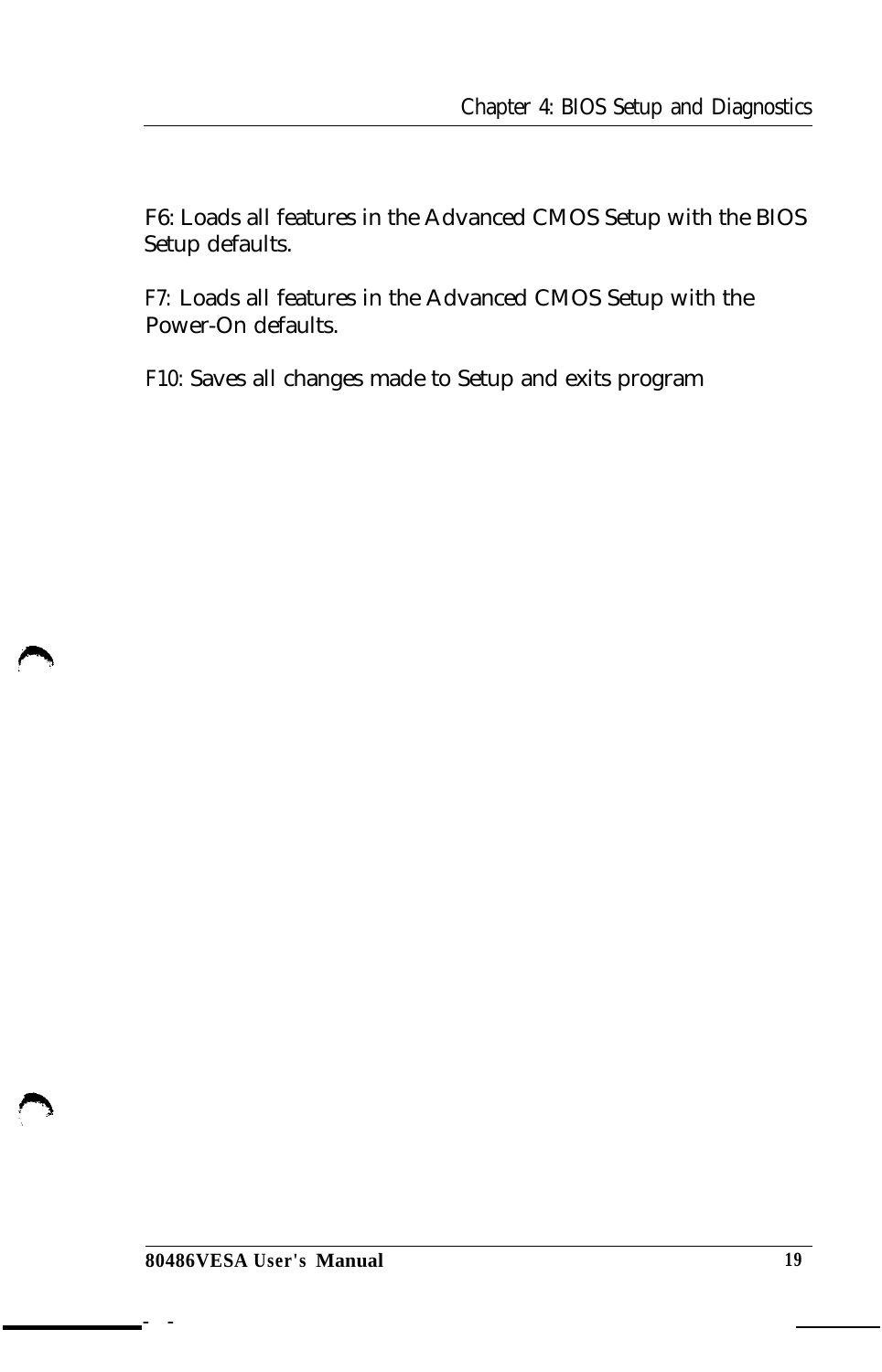F6: Loads all features in the Advanced CMOS Setup with the BIOS Setup defaults.

F7: Loads all features in the Advanced CMOS Setup with the Power-On defaults.

F10: Saves all changes made to Setup and exits program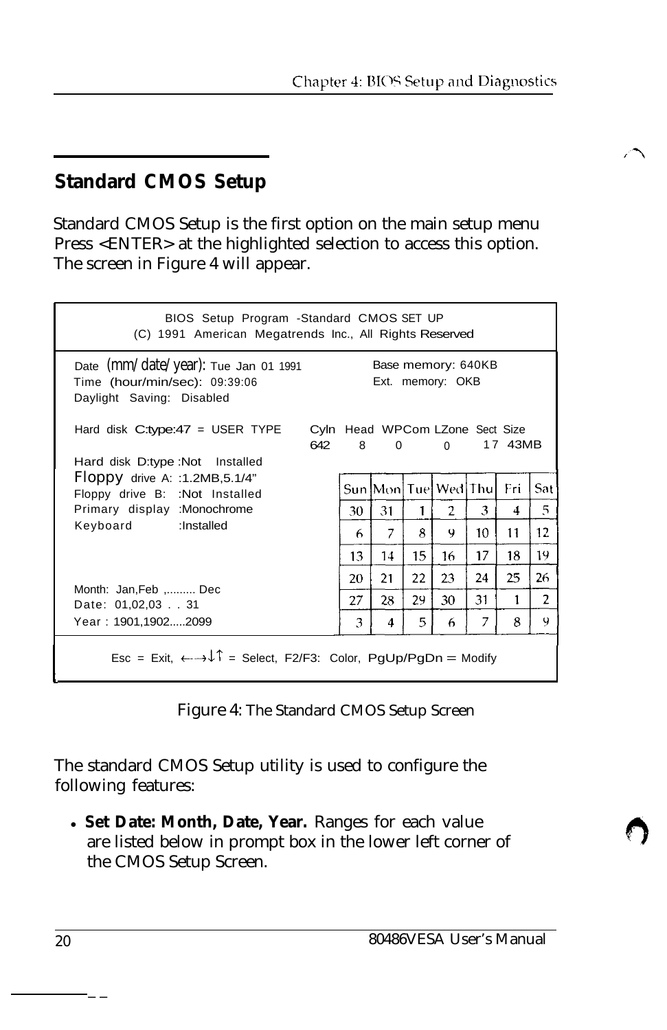## Standard CMOS Setup

Standard CMOS Setup is the first option on the main setup menu Press <ENTER> at the highlighted selection to access this option. The screen in Figure 4 will appear.

```
BIOS Setup Program -Standard CMOS SET UP
(C) 1991 American Megatrends Inc., All Rights Reserved

Date (mm/date/year): Tue Jan 01 1991          Base memory: 640KB
Time (hour/min/sec): 09:39:06                 Ext. memory: OKB
Daylight Saving: Disabled

Hard disk C:type:47 = USER TYPE      Cyln  Head  WPCom  LZone  Sect  Size
                                     642   8     0      0      17    43MB
Hard disk D:type :Not Installed
Floppy drive A: :1.2MB,5.1/4"        Sun Mon Tue Wed Thu Fri Sat
Floppy drive B: :Not Installed
Primary display :Monochrome          30  31  1   2   3   4   5
Keyboard        :Installed           6   7   8   9   10  11  12
                                     13  14  15  16  17  18  19
                                     20  21  22  23  24  25  26
Month: Jan,Feb ,......... Dec        27  28  29  30  31  1   2
Date: 01,02,03 . . 31                3   4   5   6   7   8   9
Year : 1901,1902.....2099

Esc = Exit, ←→↓↑ = Select, F2/F3: Color, PgUp/PgDn = Modify
```

Figure 4: The Standard CMOS Setup Screen

The standard CMOS Setup utility is used to configure the following features:

- **Set Date: Month, Date, Year.** Ranges for each value are listed below in prompt box in the lower left corner of the CMOS Setup Screen.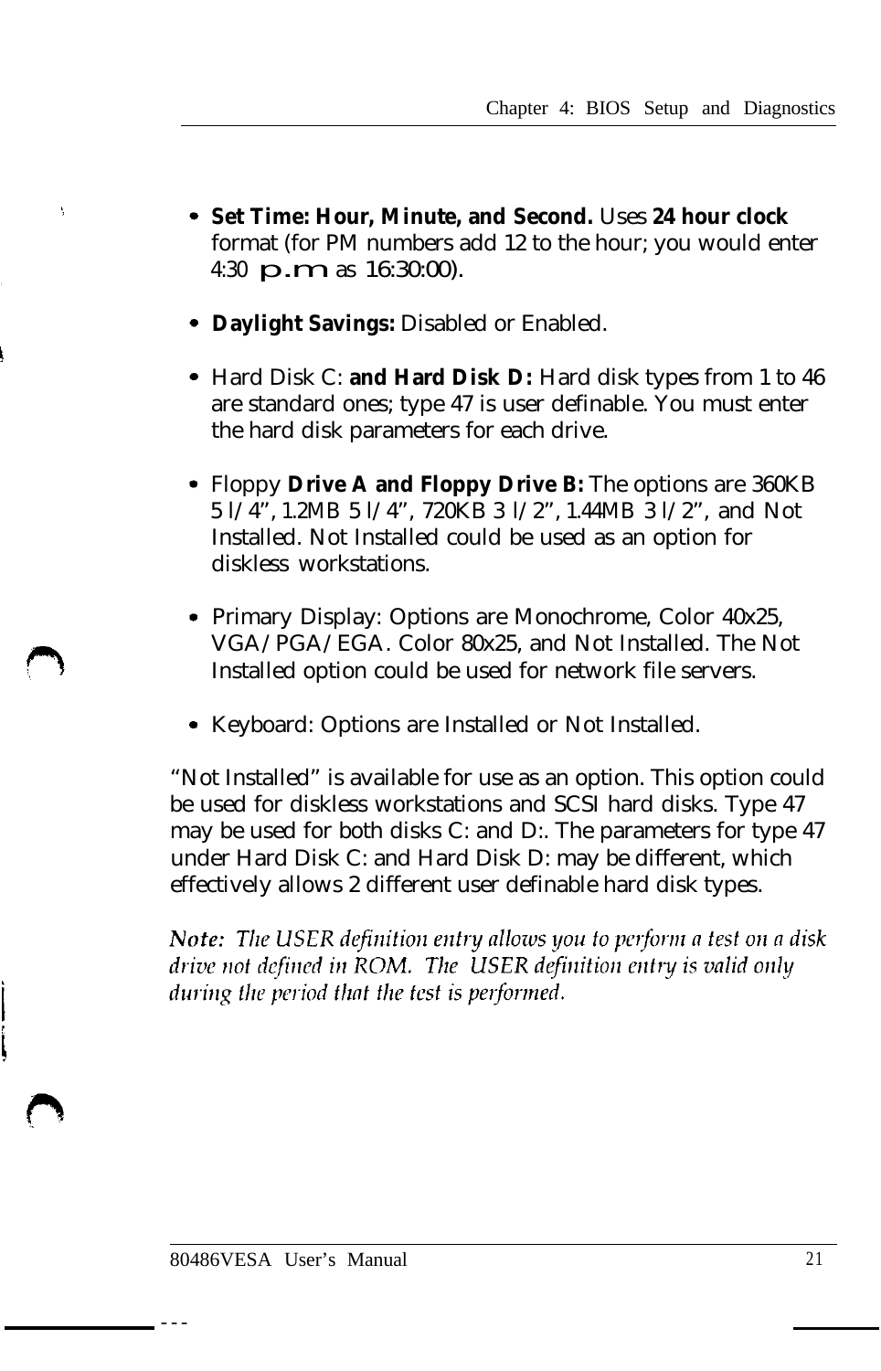- **Set Time: Hour, Minute, and Second.** Uses **24 hour clock** format (for PM numbers add 12 to the hour; you would enter 4:30 p.m as 16:30:00).

- **Daylight Savings:** Disabled or Enabled.

- Hard Disk C: **and Hard Disk D:** Hard disk types from 1 to 46 are standard ones; type 47 is user definable. You must enter the hard disk parameters for each drive.

- Floppy **Drive A and Floppy Drive B:** The options are 360KB 5 l/4", 1.2MB 5 l/4", 720KB 3 l/2", 1.44MB 3 l/2", and Not Installed. Not Installed could be used as an option for diskless workstations.

- Primary Display: Options are Monochrome, Color 40x25, VGA/PGA/EGA. Color 80x25, and Not Installed. The Not Installed option could be used for network file servers.

- Keyboard: Options are Installed or Not Installed.

"Not Installed" is available for use as an option. This option could be used for diskless workstations and SCSI hard disks. Type 47 may be used for both disks C: and D:. The parameters for type 47 under Hard Disk C: and Hard Disk D: may be different, which effectively allows 2 different user definable hard disk types.

*Note: The USER definition entry allows you to perform a test on a disk drive not defined in ROM. The USER definition entry is valid only during the period that the test is performed.*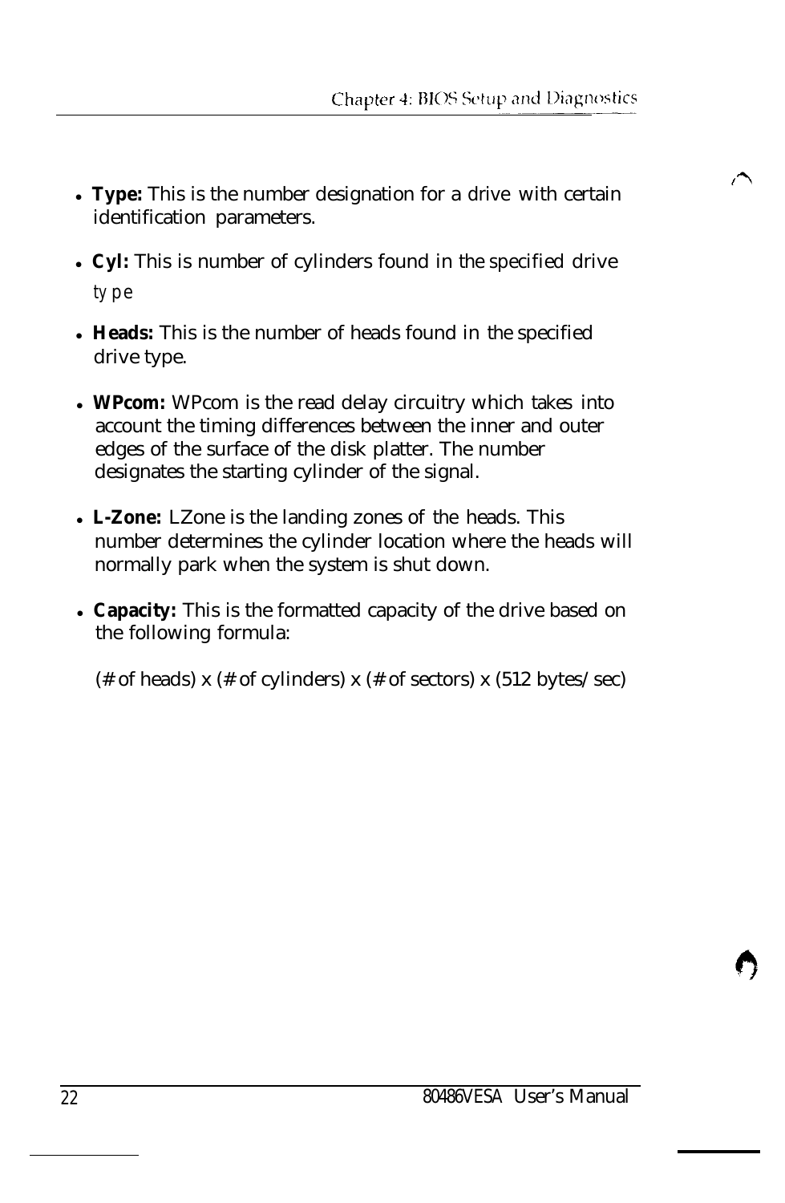- **Type:** This is the number designation for a drive with certain identification parameters.

- **Cyl:** This is number of cylinders found in the specified drive type

- **Heads:** This is the number of heads found in the specified drive type.

- **WPcom:** WPcom is the read delay circuitry which takes into account the timing differences between the inner and outer edges of the surface of the disk platter. The number designates the starting cylinder of the signal.

- **L-Zone:** LZone is the landing zones of the heads. This number determines the cylinder location where the heads will normally park when the system is shut down.

- **Capacity:** This is the formatted capacity of the drive based on the following formula:

  (# of heads) x (# of cylinders) x (# of sectors) x (512 bytes/sec)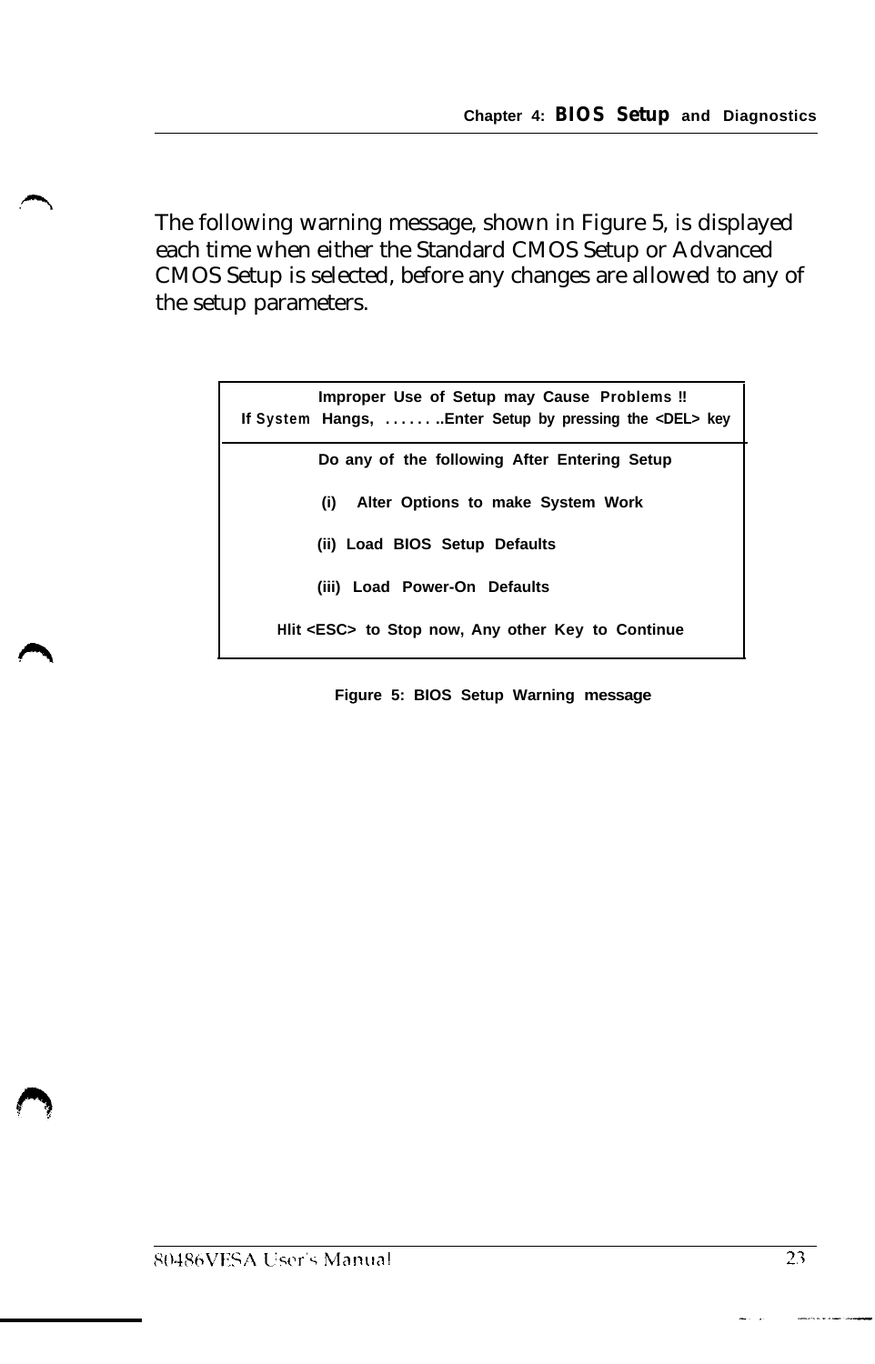The following warning message, shown in Figure 5, is displayed each time when either the Standard CMOS Setup or Advanced CMOS Setup is selected, before any changes are allowed to any of the setup parameters.

```
            Improper Use of Setup may Cause Problems !!
If System Hangs, ....... ..Enter Setup by pressing the <DEL> key
-----------------------------------------------------------------
            Do any of the following After Entering Setup

             (i)   Alter Options to make System Work

            (ii)  Load BIOS Setup Defaults

            (iii)  Load Power-On Defaults

        Hlit <ESC> to Stop now, Any other Key to Continue
```

Figure 5: BIOS Setup Warning message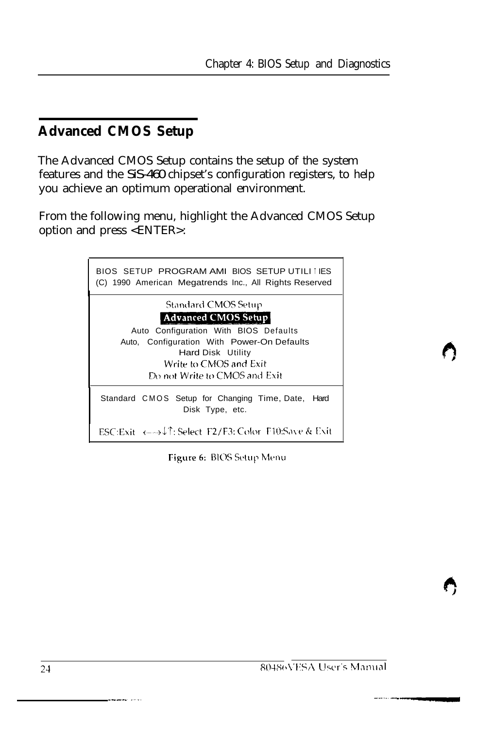## Advanced CMOS Setup

The Advanced CMOS Setup contains the setup of the system features and the SiS-460 chipset's configuration registers, to help you achieve an optimum operational environment.

From the following menu, highlight the Advanced CMOS Setup option and press <ENTER>:

```
BIOS SETUP PROGRAM AMI BIOS SETUP UTILITIES
(C) 1990 American Megatrends Inc., All Rights Reserved

                 Standard CMOS Setup
                 Advanced CMOS Setup
         Auto Configuration With BIOS Defaults
       Auto, Configuration With Power-On Defaults
                  Hard Disk Utility
                 Write to CMOS and Exit
               Do not Write to CMOS and Exit

 Standard CMOS Setup for Changing Time, Date, Hard
                   Disk Type, etc.

ESC:Exit ←→↓↑: Select F2/F3: Color F10:Save & Exit
```

**Figure 6:** BIOS Setup Menu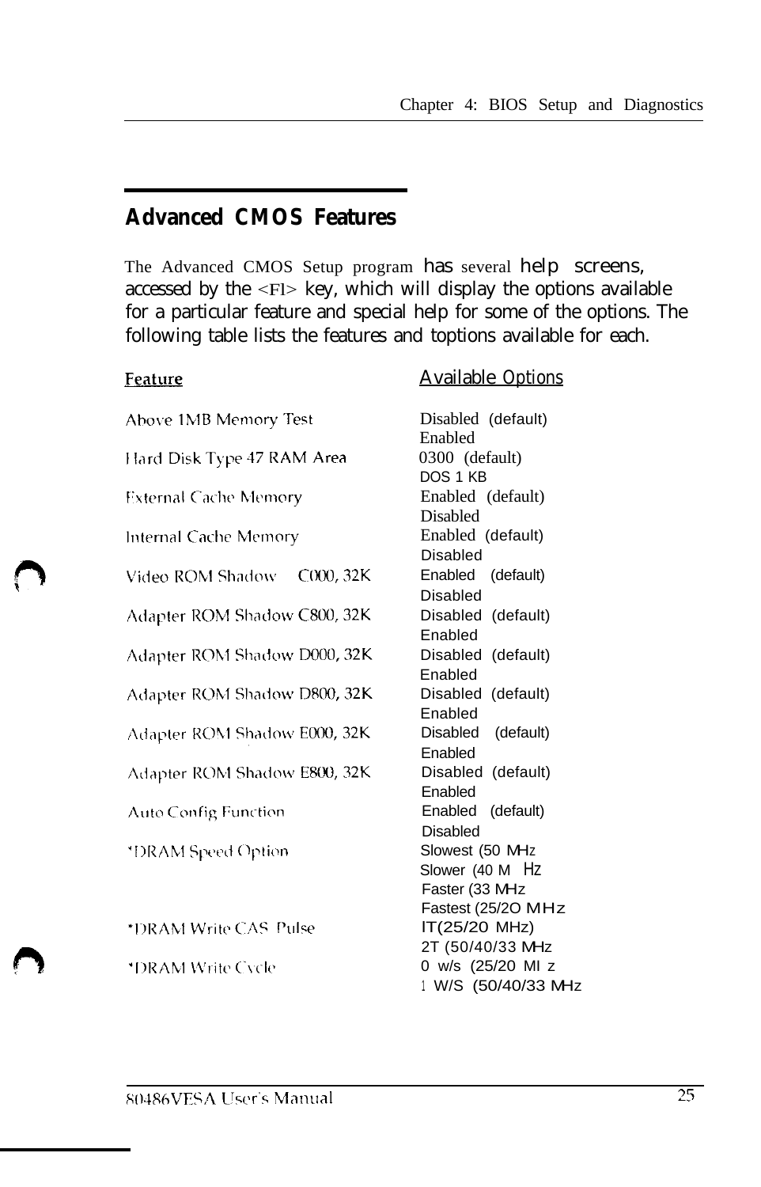## Advanced CMOS Features

The Advanced CMOS Setup program has several help screens, accessed by the <Fl> key, which will display the options available for a particular feature and special help for some of the options. The following table lists the features and toptions available for each.

| Feature | Available Options |
|---|---|
| Above 1MB Memory Test | Disabled (default)<br>Enabled |
| Hard Disk Type 47 RAM Area | 0300 (default)<br>DOS 1 KB |
| External Cache Memory | Enabled (default)<br>Disabled |
| Internal Cache Memory | Enabled (default)<br>Disabled |
| Video ROM Shadow C000, 32K | Enabled (default)<br>Disabled |
| Adapter ROM Shadow C800, 32K | Disabled (default)<br>Enabled |
| Adapter ROM Shadow D000, 32K | Disabled (default)<br>Enabled |
| Adapter ROM Shadow D800, 32K | Disabled (default)<br>Enabled |
| Adapter ROM Shadow E000, 32K | Disabled (default)<br>Enabled |
| Adapter ROM Shadow E800, 32K | Disabled (default)<br>Enabled |
| Auto Config Function | Enabled (default)<br>Disabled |
| *DRAM Speed Option | Slowest (50 MHz<br>Slower (40 MHz<br>Faster (33 MHz<br>Fastest (25/20 MHz |
| *DRAM Write CAS Pulse | IT(25/20 MHz)<br>2T (50/40/33 MHz |
| *DRAM Write Cycle | 0 w/s (25/20 MHz<br>1 W/S (50/40/33 MHz |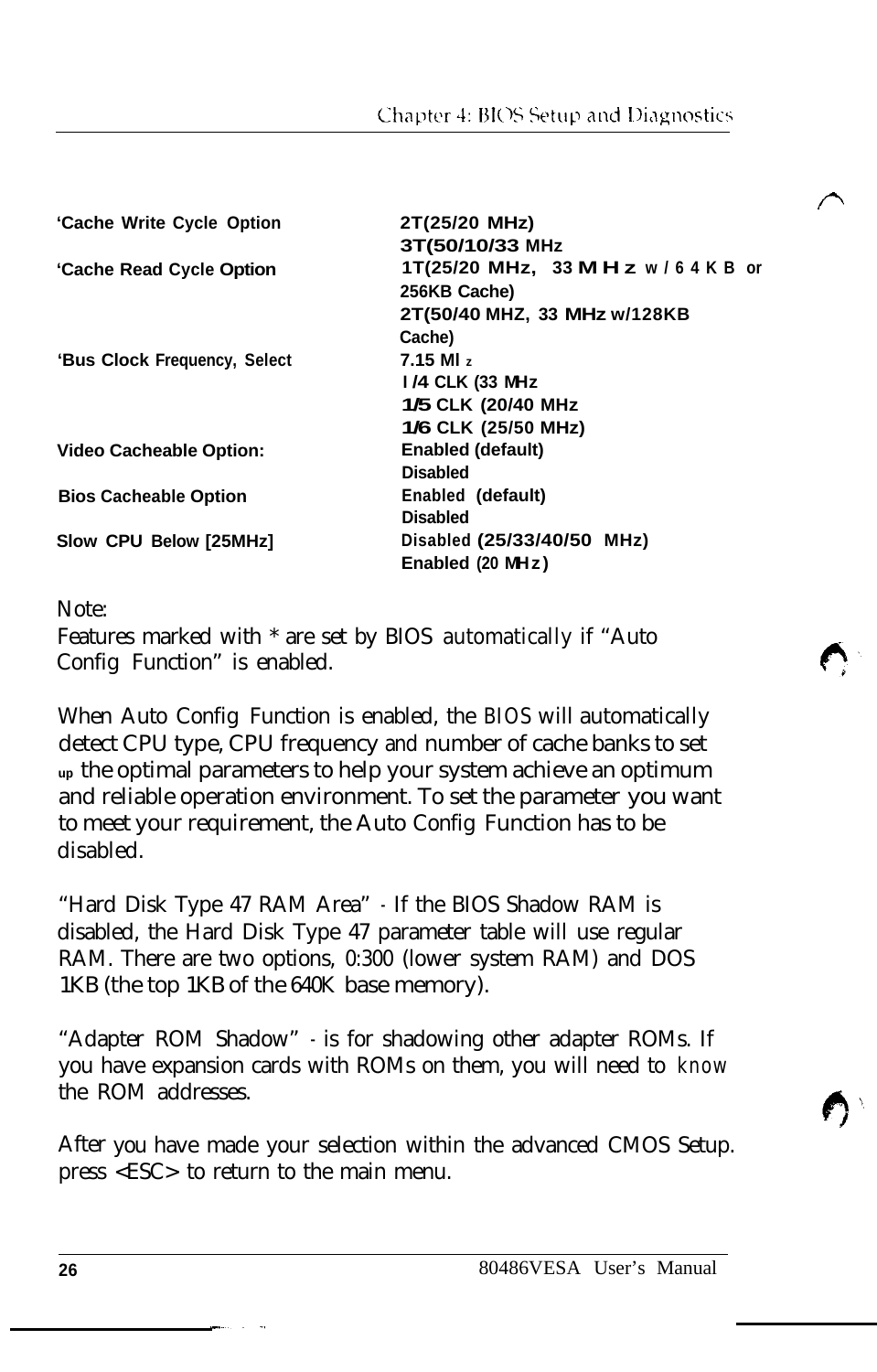| | |
|---|---|
| *Cache Write Cycle Option | 2T(25/20 MHz)<br>3T(50/10/33 MHz |
| *Cache Read Cycle Option | 1T(25/20 MHz, 33 MHz w/64KB or 256KB Cache)<br>2T(50/40 MHZ, 33 MHz w/128KB Cache) |
| *Bus Clock Frequency, Select | 7.15 MHz<br>1/4 CLK (33 MHz<br>1/5 CLK (20/40 MHz<br>1/6 CLK (25/50 MHz) |
| Video Cacheable Option: | Enabled (default)<br>Disabled |
| Bios Cacheable Option | Enabled (default)<br>Disabled |
| Slow CPU Below [25MHz] | Disabled (25/33/40/50 MHz)<br>Enabled (20 MHz) |

Note:
Features marked with * are set by BIOS automatically if "Auto Config Function" is enabled.

When Auto Config Function is enabled, the BIOS will automatically detect CPU type, CPU frequency and number of cache banks to set up the optimal parameters to help your system achieve an optimum and reliable operation environment. To set the parameter you want to meet your requirement, the Auto Config Function has to be disabled.

"Hard Disk Type 47 RAM Area" - If the BIOS Shadow RAM is disabled, the Hard Disk Type 47 parameter table will use regular RAM. There are two options, 0:300 (lower system RAM) and DOS 1KB (the top 1KB of the 640K base memory).

"Adapter ROM Shadow" - is for shadowing other adapter ROMs. If you have expansion cards with ROMs on them, you will need to know the ROM addresses.

After you have made your selection within the advanced CMOS Setup. press <ESC> to return to the main menu.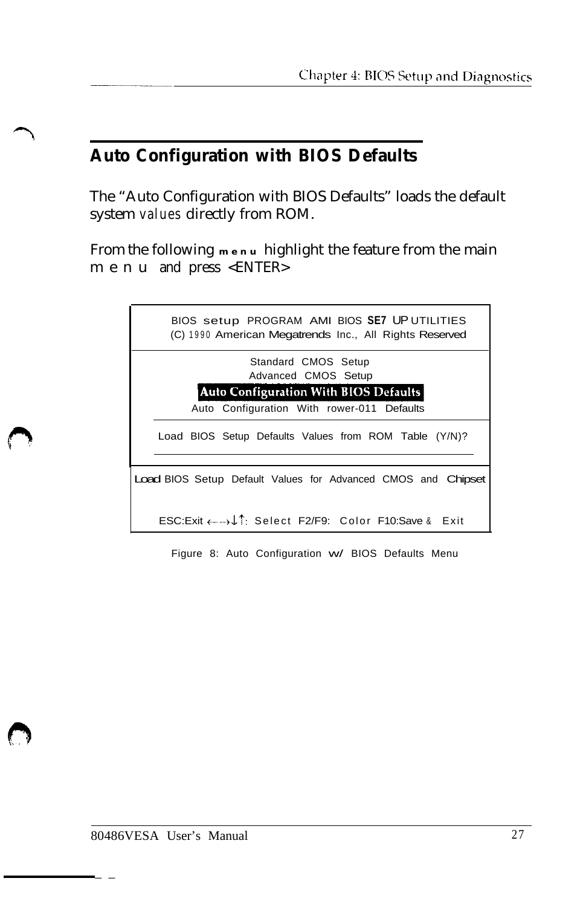## Auto Configuration with BIOS Defaults

The "Auto Configuration with BIOS Defaults" loads the default system values directly from ROM.

From the following menu highlight the feature from the main menu and press <ENTER>

```
BIOS setup PROGRAM AMI BIOS SE7 UP UTILITIES
(C) 1990 American Megatrends Inc., All Rights Reserved

Standard CMOS Setup
Advanced CMOS Setup
Auto Configuration With BIOS Defaults
Auto Configuration With rower-011 Defaults

Load BIOS Setup Defaults Values from ROM Table (Y/N)?

Load BIOS Setup Default Values for Advanced CMOS and Chipset

ESC:Exit ←→↓↑: Select F2/F9: Color F10:Save & Exit
```

Figure 8: Auto Configuration w/ BIOS Defaults Menu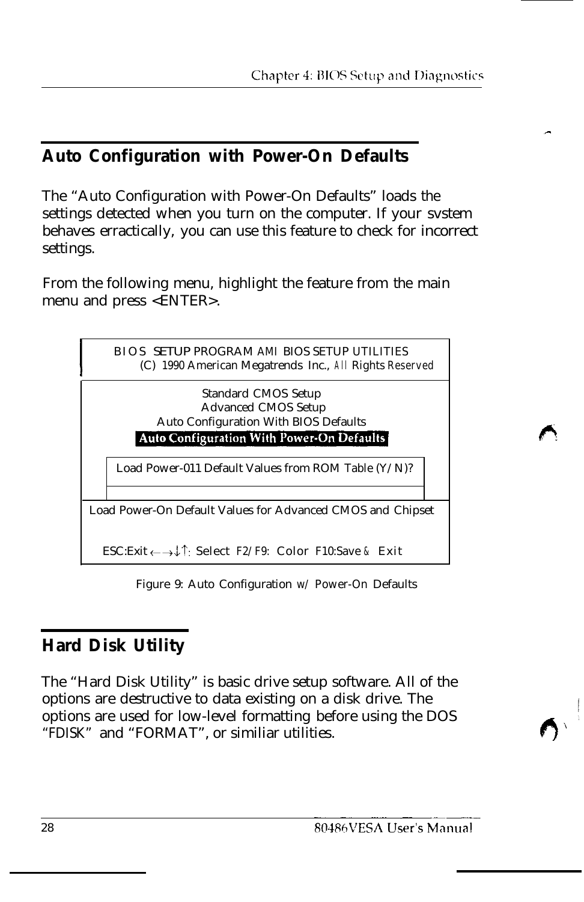## Auto Configuration with Power-On Defaults

The “Auto Configuration with Power-On Defaults” loads the settings detected when you turn on the computer. If your svstem behaves erractically, you can use this feature to check for incorrect settings.

From the following menu, highlight the feature from the main menu and press <ENTER>.

```
BIOS SETUP PROGRAM AMI BIOS SETUP UTILITIES
(C) 1990 American Megatrends Inc., All Rights Reserved

Standard CMOS Setup
Advanced CMOS Setup
Auto Configuration With BIOS Defaults
Auto Configuration With Power-On Defaults

Load Power-011 Default Values from ROM Table (Y/N)?

Load Power-On Default Values for Advanced CMOS and Chipset

ESC:Exit ←→↓↑: Select F2/F9: Color F10:Save & Exit
```

Figure 9: Auto Configuration w/ Power-On Defaults

## Hard Disk Utility

The “Hard Disk Utility” is basic drive setup software. All of the options are destructive to data existing on a disk drive. The options are used for low-level formatting before using the DOS “FDISK” and “FORMAT”, or similiar utilities.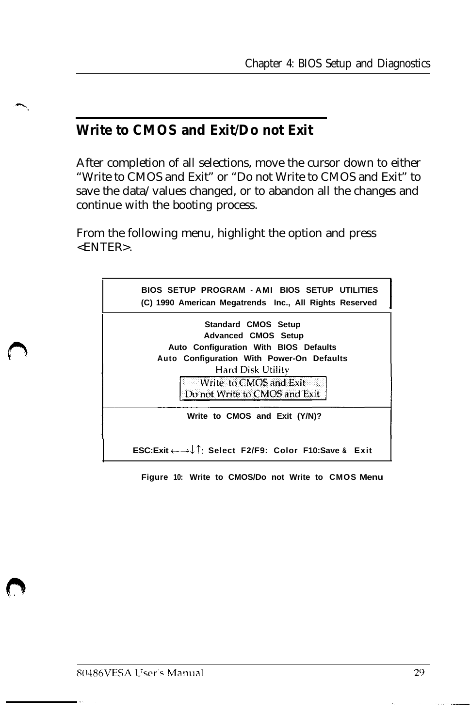## Write to CMOS and Exit/Do not Exit

After completion of all selections, move the cursor down to either "Write to CMOS and Exit" or "Do not Write to CMOS and Exit" to save the data/values changed, or to abandon all the changes and continue with the booting process.

From the following menu, highlight the option and press <ENTER>.

```
BIOS SETUP PROGRAM - AMI BIOS SETUP UTILITIES
(C) 1990 American Megatrends Inc., All Rights Reserved

Standard CMOS Setup
Advanced CMOS Setup
Auto Configuration With BIOS Defaults
Auto Configuration With Power-On Defaults
Hard Disk Utility
Write to CMOS and Exit
Do not Write to CMOS and Exit

Write to CMOS and Exit (Y/N)?

ESC:Exit ←→↓↑: Select F2/F9: Color F10:Save & Exit
```

Figure 10: Write to CMOS/Do not Write to CMOS Menu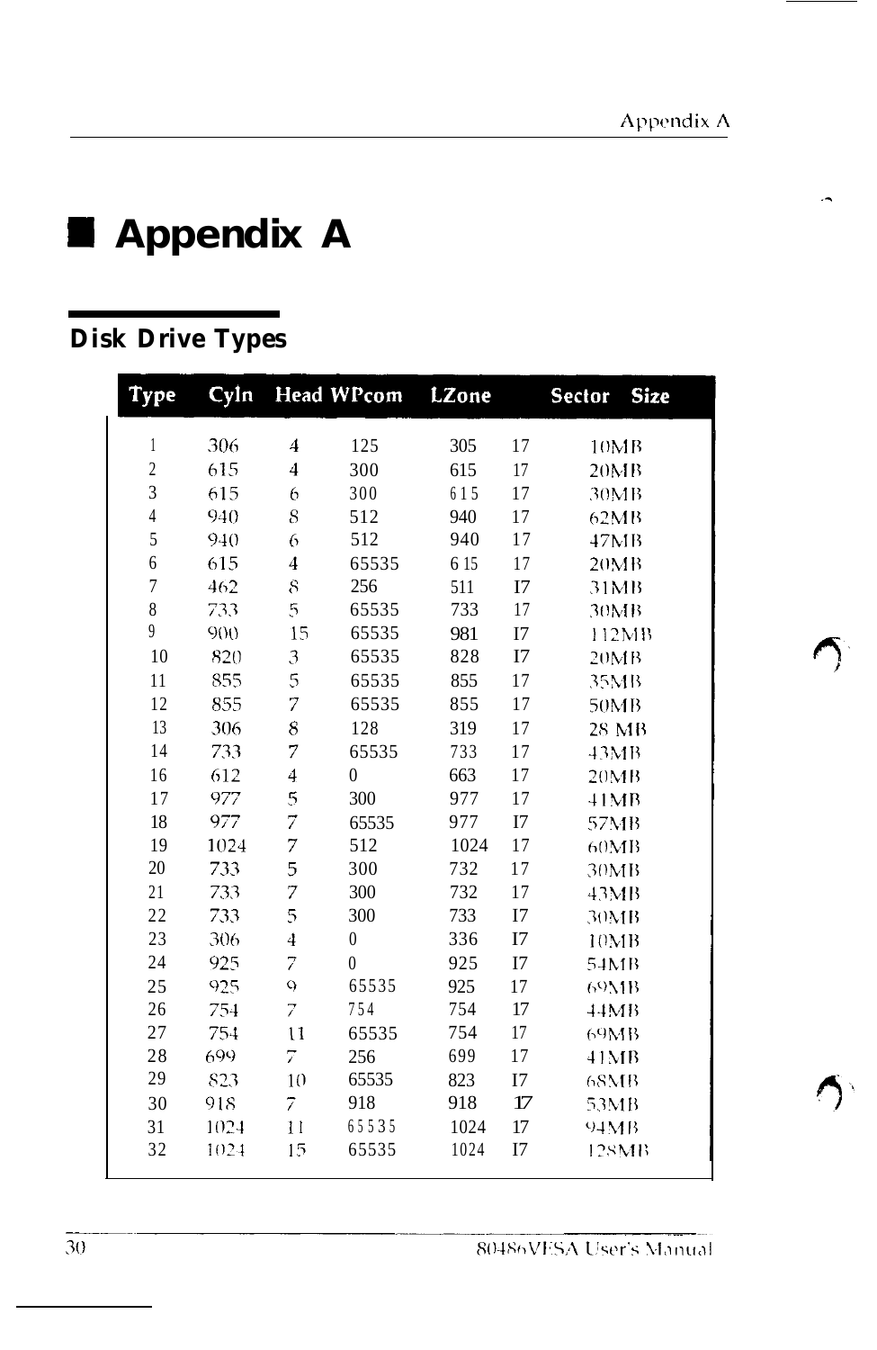# Appendix A

## Disk Drive Types

| Type | Cyln | Head | WPcom | LZone | Sector | Size |
|---|---|---|---|---|---|---|
| 1 | 306 | 4 | 125 | 305 | 17 | 10MB |
| 2 | 615 | 4 | 300 | 615 | 17 | 20MB |
| 3 | 615 | 6 | 300 | 615 | 17 | 30MB |
| 4 | 940 | 8 | 512 | 940 | 17 | 62MB |
| 5 | 940 | 6 | 512 | 940 | 17 | 47MB |
| 6 | 615 | 4 | 65535 | 615 | 17 | 20MB |
| 7 | 462 | 8 | 256 | 511 | 17 | 31MB |
| 8 | 733 | 5 | 65535 | 733 | 17 | 30MB |
| 9 | 900 | 15 | 65535 | 981 | 17 | 112MB |
| 10 | 820 | 3 | 65535 | 828 | 17 | 20MB |
| 11 | 855 | 5 | 65535 | 855 | 17 | 35MB |
| 12 | 855 | 7 | 65535 | 855 | 17 | 50MB |
| 13 | 306 | 8 | 128 | 319 | 17 | 28 MB |
| 14 | 733 | 7 | 65535 | 733 | 17 | 43MB |
| 16 | 612 | 4 | 0 | 663 | 17 | 20MB |
| 17 | 977 | 5 | 300 | 977 | 17 | 41MB |
| 18 | 977 | 7 | 65535 | 977 | 17 | 57MB |
| 19 | 1024 | 7 | 512 | 1024 | 17 | 60MB |
| 20 | 733 | 5 | 300 | 732 | 17 | 30MB |
| 21 | 733 | 7 | 300 | 732 | 17 | 43MB |
| 22 | 733 | 5 | 300 | 733 | 17 | 30MB |
| 23 | 306 | 4 | 0 | 336 | 17 | 10MB |
| 24 | 925 | 7 | 0 | 925 | 17 | 54MB |
| 25 | 925 | 9 | 65535 | 925 | 17 | 69MB |
| 26 | 754 | 7 | 754 | 754 | 17 | 44MB |
| 27 | 754 | 11 | 65535 | 754 | 17 | 69MB |
| 28 | 699 | 7 | 256 | 699 | 17 | 41MB |
| 29 | 823 | 10 | 65535 | 823 | 17 | 68MB |
| 30 | 918 | 7 | 918 | 918 | 17 | 53MB |
| 31 | 1024 | 11 | 65535 | 1024 | 17 | 94MB |
| 32 | 1024 | 15 | 65535 | 1024 | 17 | 128MB |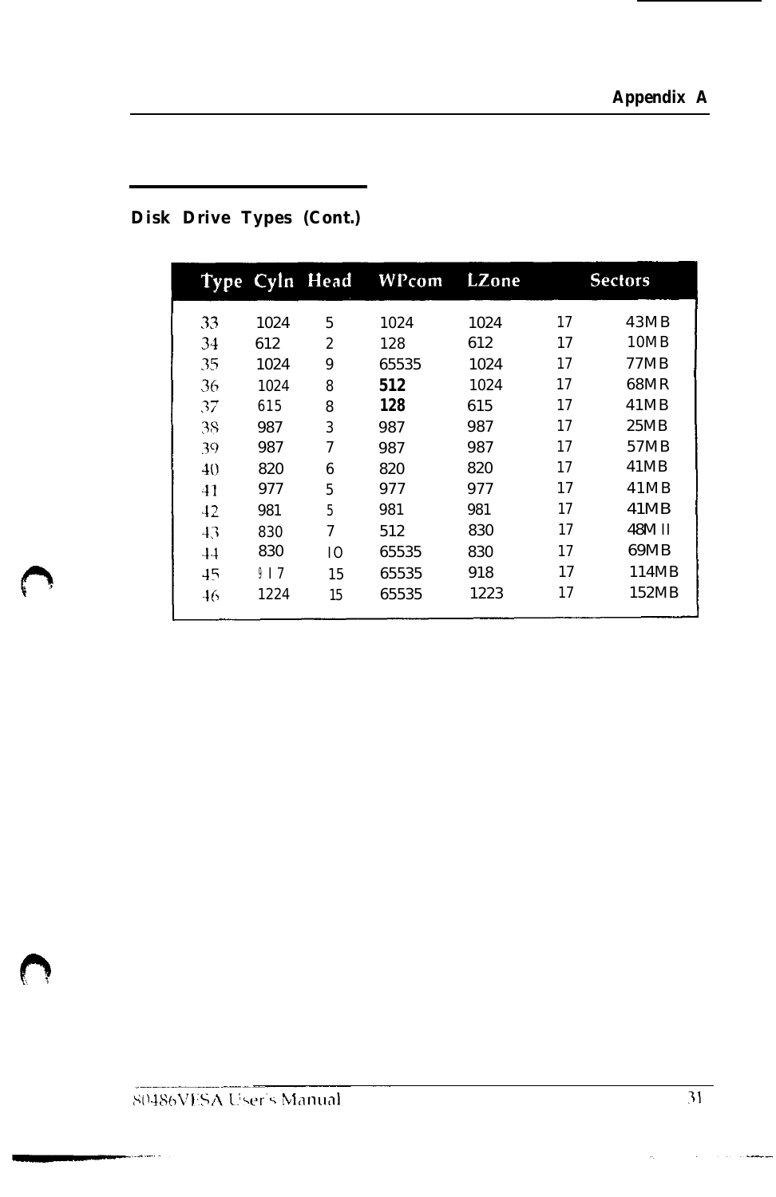## Disk Drive Types (Cont.)

| Type | Cyln | Head | WPcom | LZone | Sectors | |
|---|---|---|---|---|---|---|
| 33 | 1024 | 5 | 1024 | 1024 | 17 | 43MB |
| 34 | 612 | 2 | 128 | 612 | 17 | 10MB |
| 35 | 1024 | 9 | 65535 | 1024 | 17 | 77MB |
| 36 | 1024 | 8 | 512 | 1024 | 17 | 68MR |
| 37 | 615 | 8 | 128 | 615 | 17 | 41MB |
| 38 | 987 | 3 | 987 | 987 | 17 | 25MB |
| 39 | 987 | 7 | 987 | 987 | 17 | 57MB |
| 40 | 820 | 6 | 820 | 820 | 17 | 41MB |
| 41 | 977 | 5 | 977 | 977 | 17 | 41MB |
| 42 | 981 | 5 | 981 | 981 | 17 | 41MB |
| 43 | 830 | 7 | 512 | 830 | 17 | 48M II |
| 44 | 830 | 10 | 65535 | 830 | 17 | 69MB |
| 45 | 917 | 15 | 65535 | 918 | 17 | 114MB |
| 46 | 1224 | 15 | 65535 | 1223 | 17 | 152MB |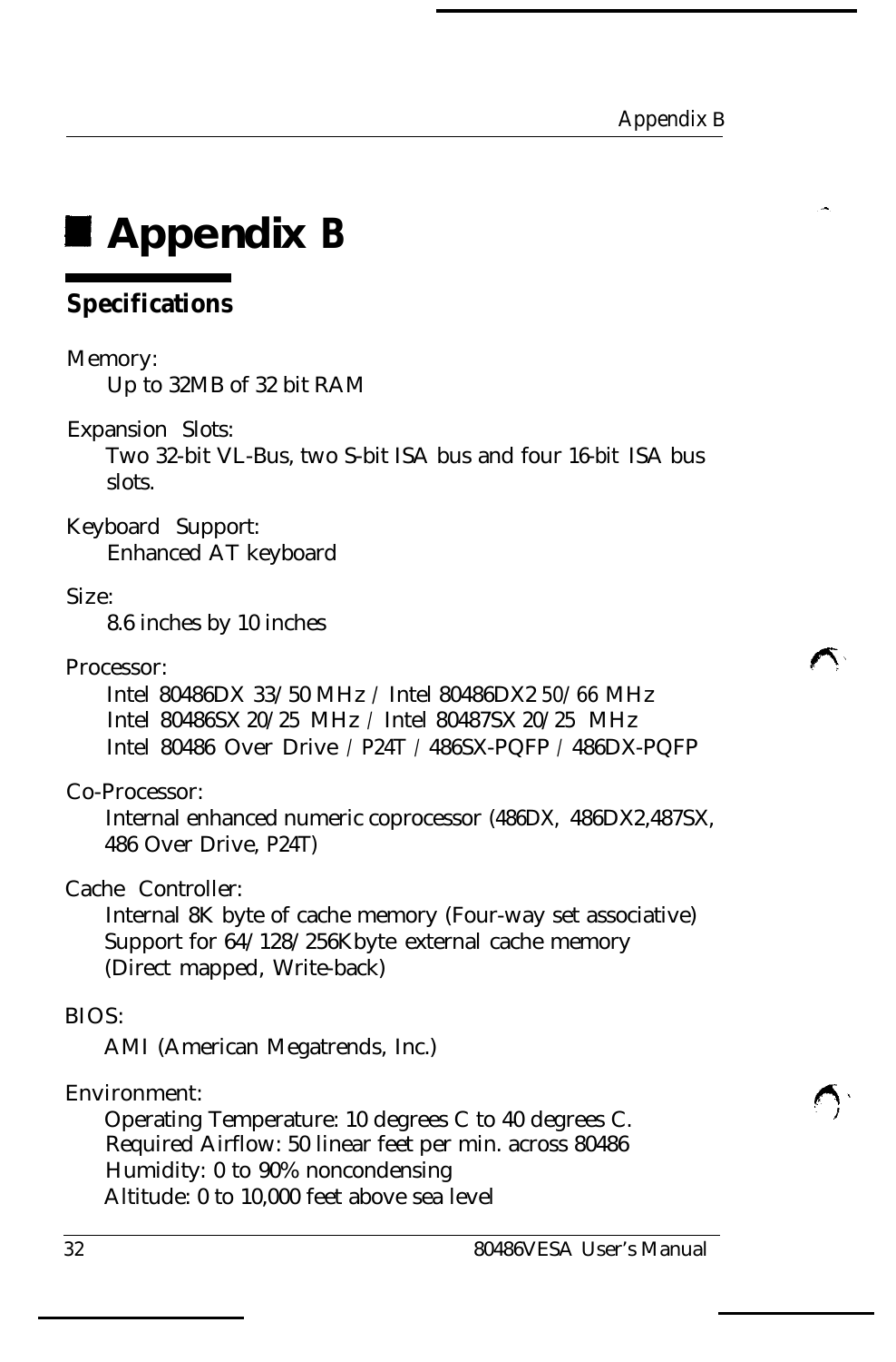# Appendix B

## Specifications

Memory:
Up to 32MB of 32 bit RAM

Expansion Slots:
Two 32-bit VL-Bus, two S-bit ISA bus and four 16-bit ISA bus slots.

Keyboard Support:
Enhanced AT keyboard

Size:
8.6 inches by 10 inches

Processor:
Intel 80486DX 33/50 MHz / Intel 80486DX2 50/66 MHz
Intel 80486SX 20/25 MHz / Intel 80487SX 20/25 MHz
Intel 80486 Over Drive / P24T / 486SX-PQFP / 486DX-PQFP

Co-Processor:
Internal enhanced numeric coprocessor (486DX, 486DX2,487SX, 486 Over Drive, P24T)

Cache Controller:
Internal 8K byte of cache memory (Four-way set associative)
Support for 64/128/256Kbyte external cache memory
(Direct mapped, Write-back)

BIOS:
AMI (American Megatrends, Inc.)

Environment:
Operating Temperature: 10 degrees C to 40 degrees C.
Required Airflow: 50 linear feet per min. across 80486
Humidity: 0 to 90% noncondensing
Altitude: 0 to 10,000 feet above sea level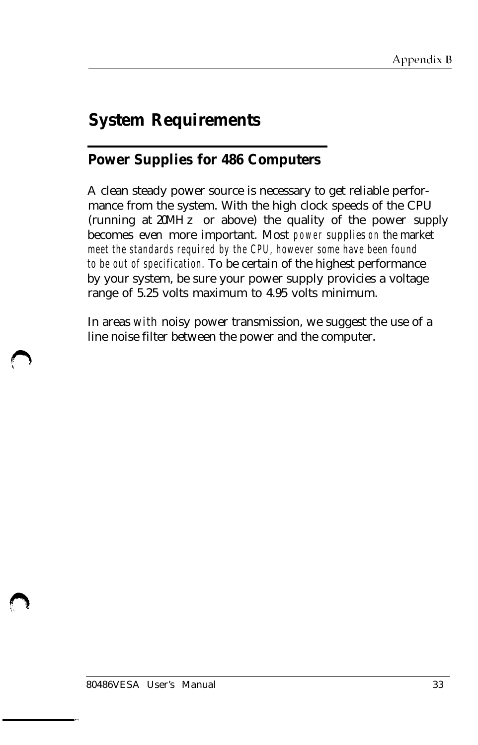# System Requirements

## Power Supplies for 486 Computers

A clean steady power source is necessary to get reliable performance from the system. With the high clock speeds of the CPU (running at 20MHz or above) the quality of the power supply becomes even more important. Most power supplies on the market meet the standards required by the CPU, however some have been found to be out of specification. To be certain of the highest performance by your system, be sure your power supply provicies a voltage range of 5.25 volts maximum to 4.95 volts minimum.

In areas with noisy power transmission, we suggest the use of a line noise filter between the power and the computer.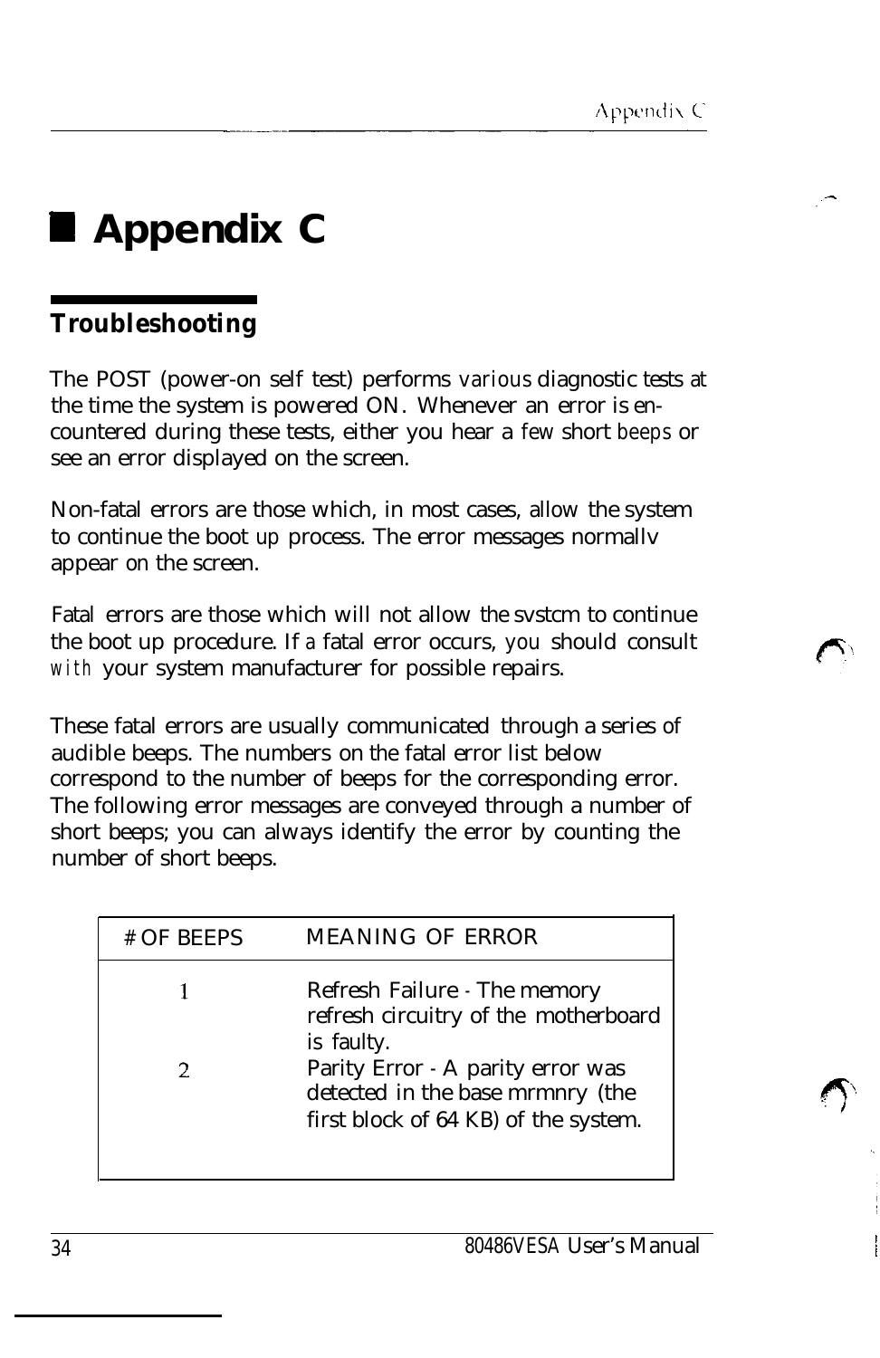# Appendix C

## Troubleshooting

The POST (power-on self test) performs various diagnostic tests at the time the system is powered ON. Whenever an error is encountered during these tests, either you hear a few short beeps or see an error displayed on the screen.

Non-fatal errors are those which, in most cases, allow the system to continue the boot up process. The error messages normallv appear on the screen.

Fatal errors are those which will not allow the svstcm to continue the boot up procedure. If a fatal error occurs, you should consult with your system manufacturer for possible repairs.

These fatal errors are usually communicated through a series of audible beeps. The numbers on the fatal error list below correspond to the number of beeps for the corresponding error. The following error messages are conveyed through a number of short beeps; you can always identify the error by counting the number of short beeps.

| # OF BEEPS | MEANING OF ERROR |
|---|---|
| 1 | Refresh Failure - The memory refresh circuitry of the motherboard is faulty. |
| 2 | Parity Error - A parity error was detected in the base mrmnry (the first block of 64 KB) of the system. |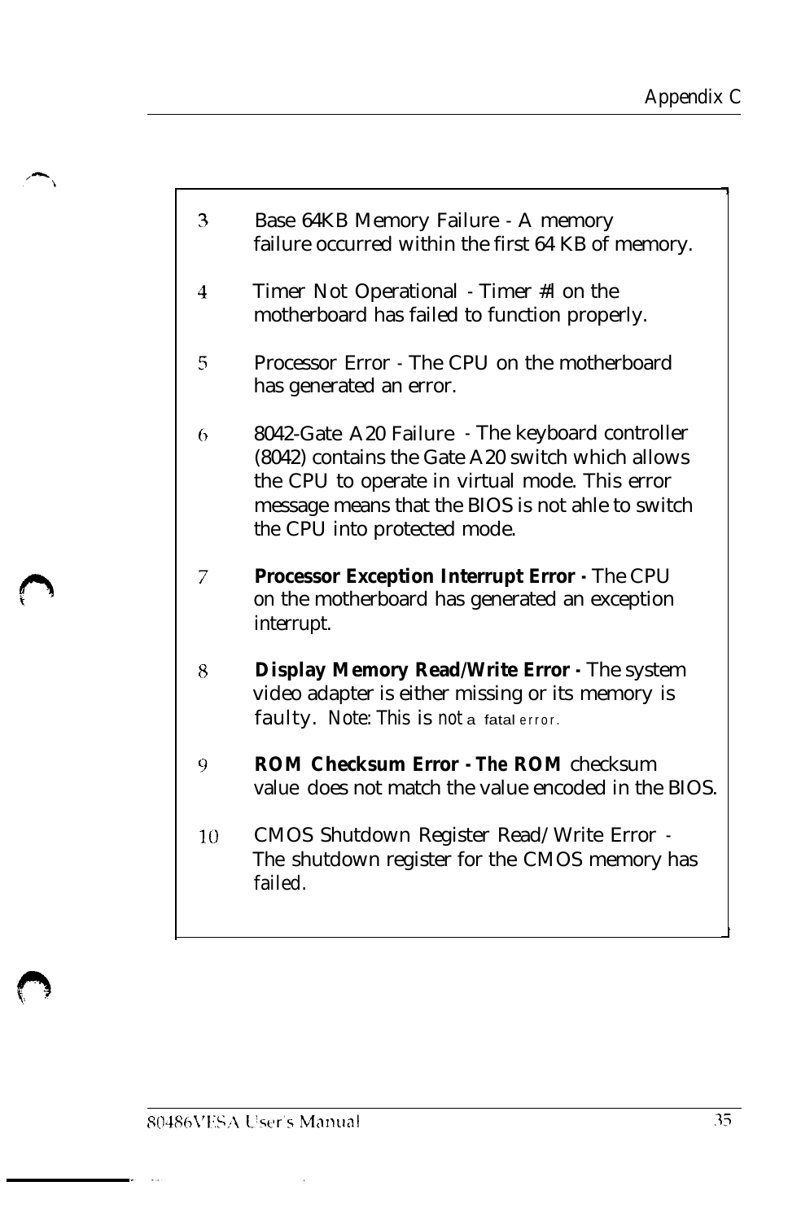3 Base 64KB Memory Failure - A memory failure occurred within the first 64 KB of memory.

4 Timer Not Operational - Timer #l on the motherboard has failed to function properly.

5 Processor Error - The CPU on the motherboard has generated an error.

6 8042-Gate A20 Failure - The keyboard controller (8042) contains the Gate A20 switch which allows the CPU to operate in virtual mode. This error message means that the BIOS is not ahle to switch the CPU into protected mode.

7 **Processor Exception Interrupt Error -** The CPU on the motherboard has generated an exception interrupt.

8 **Display Memory Read/Write Error -** The system video adapter is either missing or its memory is faulty. Note: This is *not* a fatal error.

9 **ROM Checksum Error - The ROM** checksum value does not match the value encoded in the BIOS.

10 CMOS Shutdown Register Read/Write Error - The shutdown register for the CMOS memory has failed.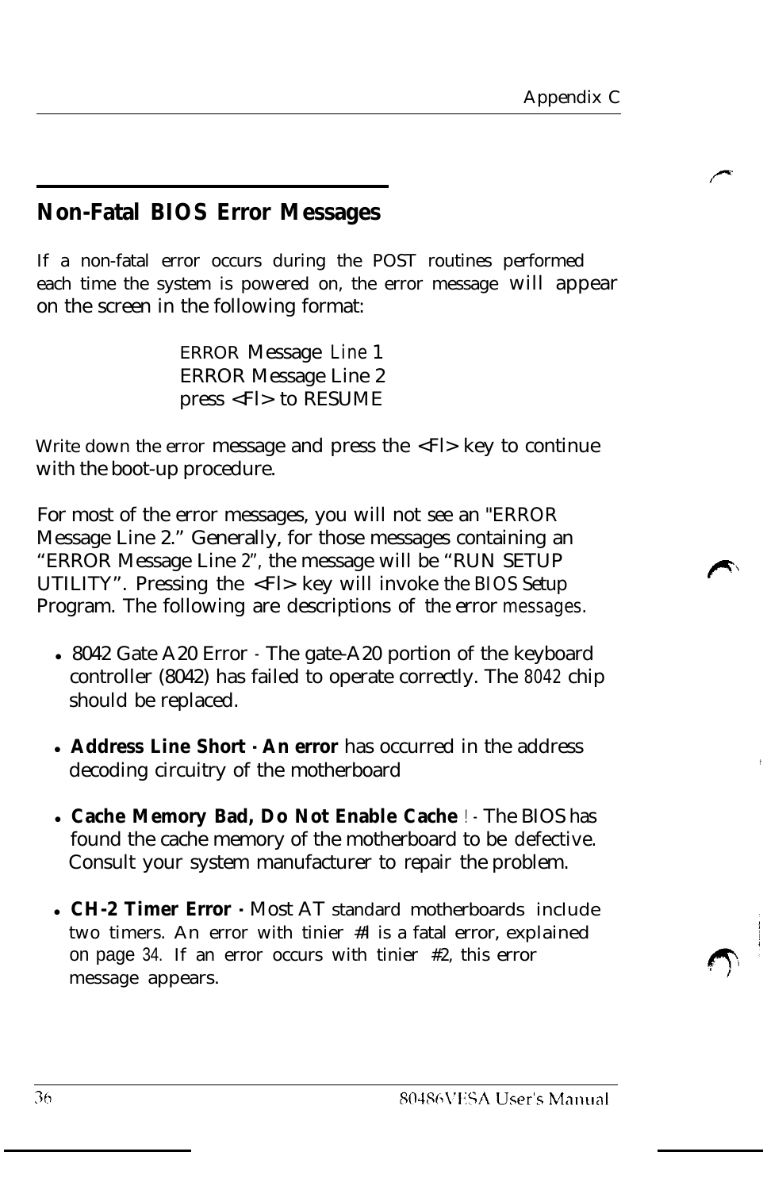## Non-Fatal BIOS Error Messages

If a non-fatal error occurs during the POST routines performed each time the system is powered on, the error message will appear on the screen in the following format:

> ERROR Message Line 1
> ERROR Message Line 2
> press <Fl> to RESUME

Write down the error message and press the <Fl> key to continue with the boot-up procedure.

For most of the error messages, you will not see an "ERROR Message Line 2." Generally, for those messages containing an "ERROR Message Line 2", the message will be "RUN SETUP UTILITY". Pressing the <Fl> key will invoke the BIOS Setup Program. The following are descriptions of the error messages.

- 8042 Gate A20 Error - The gate-A20 portion of the keyboard controller (8042) has failed to operate correctly. The 8042 chip should be replaced.

- **Address Line Short - An error** has occurred in the address decoding circuitry of the motherboard

- **Cache Memory Bad, Do Not Enable Cache** ! - The BIOS has found the cache memory of the motherboard to be defective. Consult your system manufacturer to repair the problem.

- **CH-2 Timer Error -** Most AT standard motherboards include two timers. An error with tinier #l is a fatal error, explained on page 34. If an error occurs with tinier #2, this error message appears.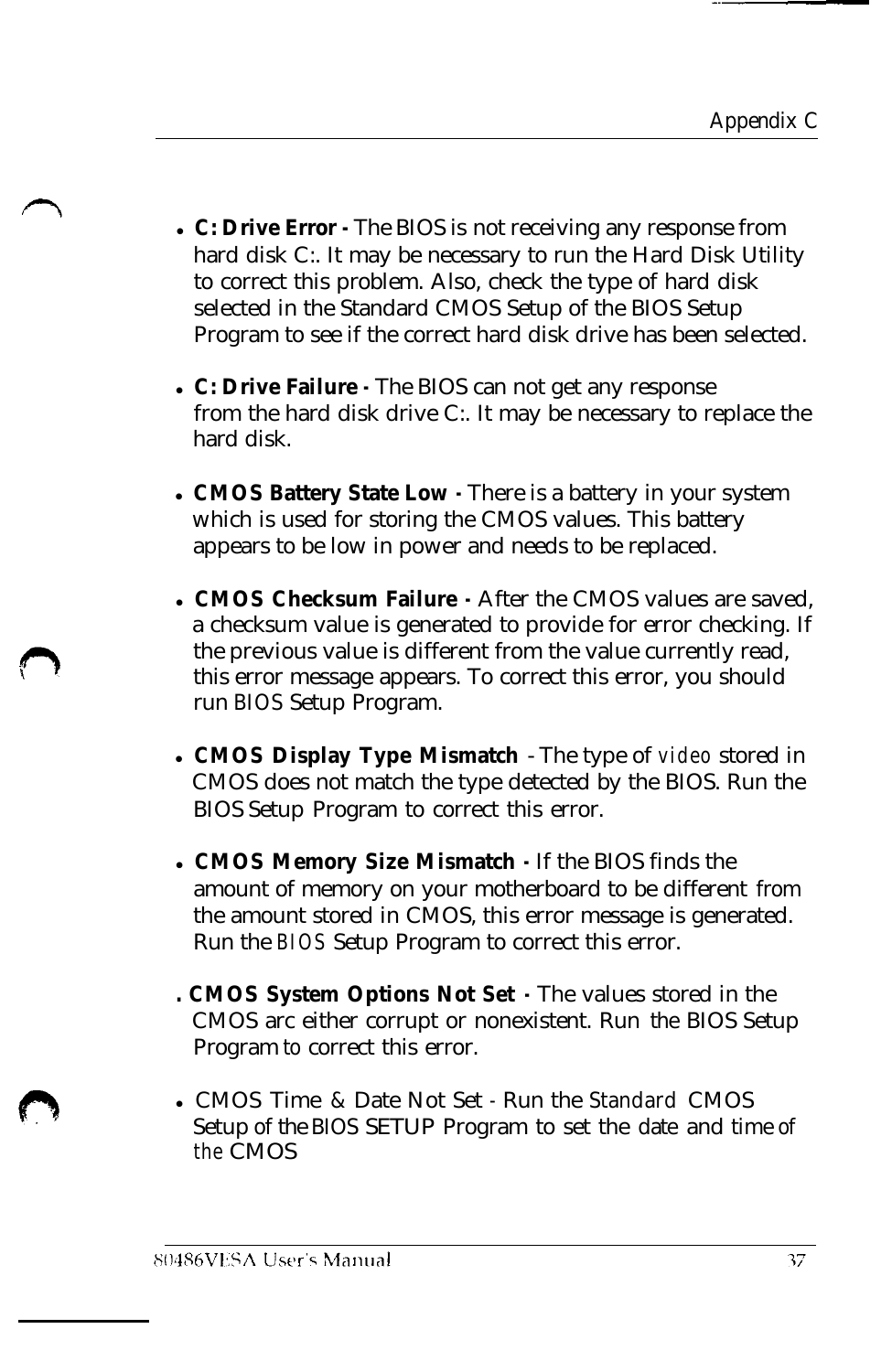- **C: Drive Error -** The BIOS is not receiving any response from hard disk C:. It may be necessary to run the Hard Disk Utility to correct this problem. Also, check the type of hard disk selected in the Standard CMOS Setup of the BIOS Setup Program to see if the correct hard disk drive has been selected.

- **C: Drive Failure -** The BIOS can not get any response from the hard disk drive C:. It may be necessary to replace the hard disk.

- **CMOS Battery State Low -** There is a battery in your system which is used for storing the CMOS values. This battery appears to be low in power and needs to be replaced.

- **CMOS Checksum Failure -** After the CMOS values are saved, a checksum value is generated to provide for error checking. If the previous value is different from the value currently read, this error message appears. To correct this error, you should run BIOS Setup Program.

- **CMOS Display Type Mismatch** - The type of video stored in CMOS does not match the type detected by the BIOS. Run the BIOS Setup Program to correct this error.

- **CMOS Memory Size Mismatch -** If the BIOS finds the amount of memory on your motherboard to be different from the amount stored in CMOS, this error message is generated. Run the BIOS Setup Program to correct this error.

- **CMOS System Options Not Set -** The values stored in the CMOS arc either corrupt or nonexistent. Run the BIOS Setup Program to correct this error.

- CMOS Time & Date Not Set - Run the Standard CMOS Setup of the BIOS SETUP Program to set the date and time of the CMOS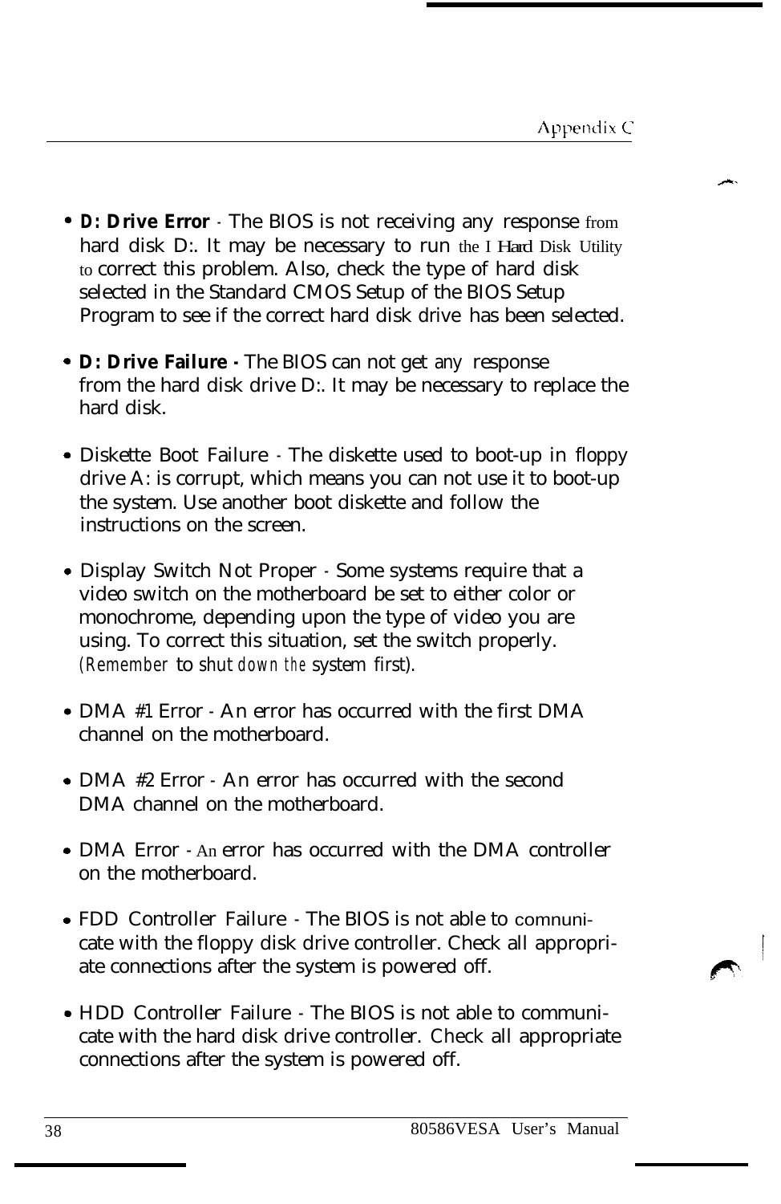- **D: Drive Error** - The BIOS is not receiving any response from hard disk D:. It may be necessary to run the I Hard Disk Utility to correct this problem. Also, check the type of hard disk selected in the Standard CMOS Setup of the BIOS Setup Program to see if the correct hard disk drive has been selected.

- **D: Drive Failure -** The BIOS can not get any response from the hard disk drive D:. It may be necessary to replace the hard disk.

- Diskette Boot Failure - The diskette used to boot-up in floppy drive A: is corrupt, which means you can not use it to boot-up the system. Use another boot diskette and follow the instructions on the screen.

- Display Switch Not Proper - Some systems require that a video switch on the motherboard be set to either color or monochrome, depending upon the type of video you are using. To correct this situation, set the switch properly. (Remember to shut down the system first).

- DMA #1 Error - An error has occurred with the first DMA channel on the motherboard.

- DMA #2 Error - An error has occurred with the second DMA channel on the motherboard.

- DMA Error - An error has occurred with the DMA controller on the motherboard.

- FDD Controller Failure - The BIOS is not able to comnunicate with the floppy disk drive controller. Check all appropriate connections after the system is powered off.

- HDD Controller Failure - The BIOS is not able to communicate with the hard disk drive controller. Check all appropriate connections after the system is powered off.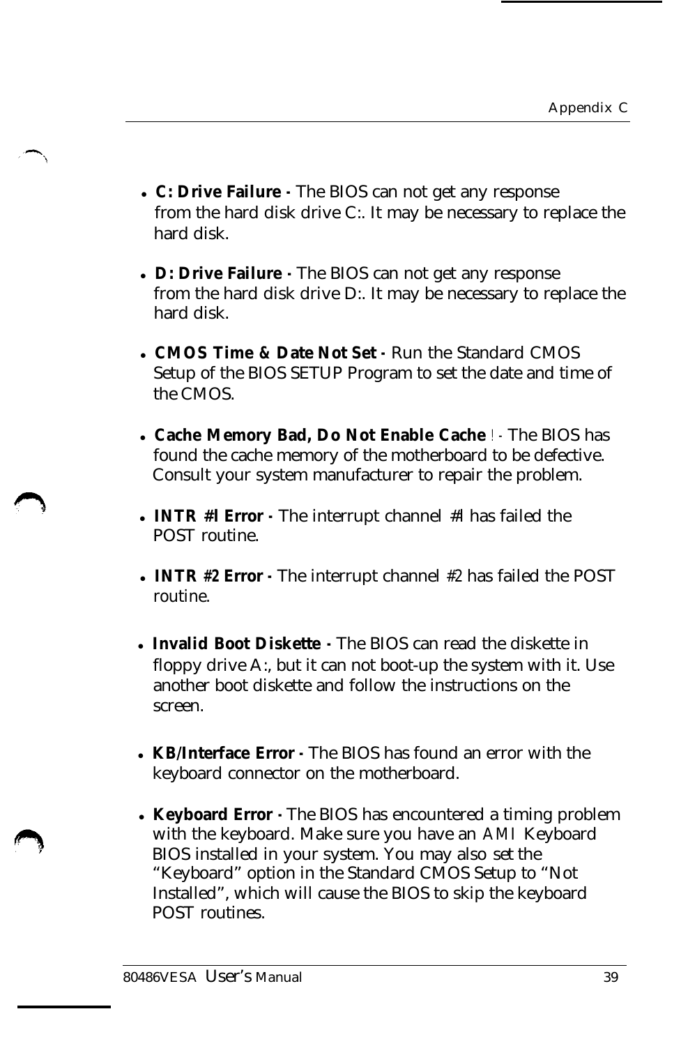- **C: Drive Failure -** The BIOS can not get any response from the hard disk drive C:. It may be necessary to replace the hard disk.

- **D: Drive Failure -** The BIOS can not get any response from the hard disk drive D:. It may be necessary to replace the hard disk.

- **CMOS Time & Date Not Set -** Run the Standard CMOS Setup of the BIOS SETUP Program to set the date and time of the CMOS.

- **Cache Memory Bad, Do Not Enable Cache !** - The BIOS has found the cache memory of the motherboard to be defective. Consult your system manufacturer to repair the problem.

- **INTR #l Error -** The interrupt channel #l has failed the POST routine.

- **INTR #2 Error -** The interrupt channel #2 has failed the POST routine.

- **Invalid Boot Diskette -** The BIOS can read the diskette in floppy drive A:, but it can not boot-up the system with it. Use another boot diskette and follow the instructions on the screen.

- **KB/Interface Error -** The BIOS has found an error with the keyboard connector on the motherboard.

- **Keyboard Error -** The BIOS has encountered a timing problem with the keyboard. Make sure you have an AMI Keyboard BIOS installed in your system. You may also set the "Keyboard" option in the Standard CMOS Setup to "Not Installed", which will cause the BIOS to skip the keyboard POST routines.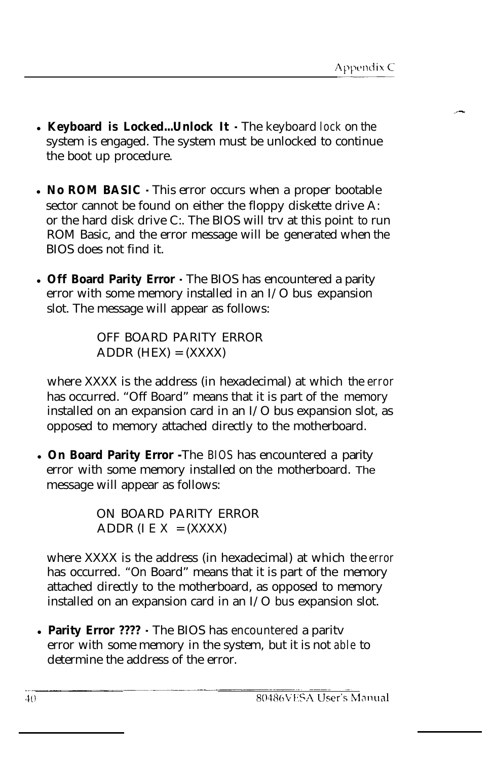- **Keyboard is Locked...Unlock It -** The keyboard lock on the system is engaged. The system must be unlocked to continue the boot up procedure.

- **No ROM BASIC -** This error occurs when a proper bootable sector cannot be found on either the floppy diskette drive A: or the hard disk drive C:. The BIOS will trv at this point to run ROM Basic, and the error message will be generated when the BIOS does not find it.

- **Off Board Parity Error -** The BIOS has encountered a parity error with some memory installed in an I/O bus expansion slot. The message will appear as follows:

  ```
  OFF BOARD PARITY ERROR
  ADDR (HEX) = (XXXX)
  ```

  where XXXX is the address (in hexadecimal) at which the error has occurred. "Off Board" means that it is part of the memory installed on an expansion card in an I/O bus expansion slot, as opposed to memory attached directly to the motherboard.

- **On Board Parity Error -**The BIOS has encountered a parity error with some memory installed on the motherboard. The message will appear as follows:

  ```
  ON BOARD PARITY ERROR
  ADDR (I E X  = (XXXX)
  ```

  where XXXX is the address (in hexadecimal) at which the error has occurred. "On Board" means that it is part of the memory attached directly to the motherboard, as opposed to memory installed on an expansion card in an I/O bus expansion slot.

- **Parity Error ???? -** The BIOS has encountered a paritv error with some memory in the system, but it is not able to determine the address of the error.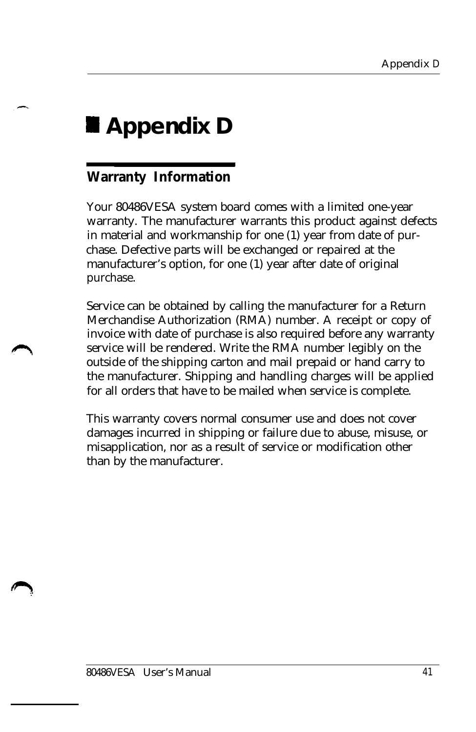# Appendix D

## Warranty Information

Your 80486VESA system board comes with a limited one-year warranty. The manufacturer warrants this product against defects in material and workmanship for one (1) year from date of purchase. Defective parts will be exchanged or repaired at the manufacturer's option, for one (1) year after date of original purchase.

Service can be obtained by calling the manufacturer for a Return Merchandise Authorization (RMA) number. A receipt or copy of invoice with date of purchase is also required before any warranty service will be rendered. Write the RMA number legibly on the outside of the shipping carton and mail prepaid or hand carry to the manufacturer. Shipping and handling charges will be applied for all orders that have to be mailed when service is complete.

This warranty covers normal consumer use and does not cover damages incurred in shipping or failure due to abuse, misuse, or misapplication, nor as a result of service or modification other than by the manufacturer.